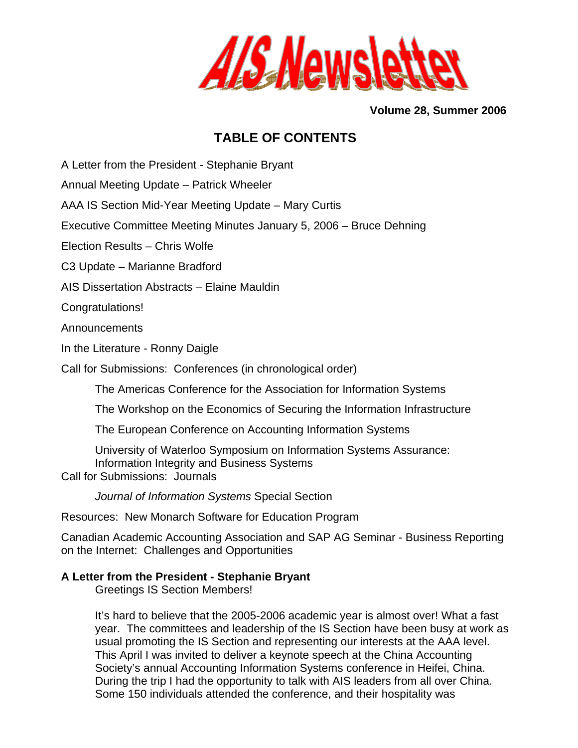# AIS Newsletter

**Volume 28, Summer 2006**

## TABLE OF CONTENTS

A Letter from the President - Stephanie Bryant

Annual Meeting Update – Patrick Wheeler

AAA IS Section Mid-Year Meeting Update – Mary Curtis

Executive Committee Meeting Minutes January 5, 2006 – Bruce Dehning

Election Results – Chris Wolfe

C3 Update – Marianne Bradford

AIS Dissertation Abstracts – Elaine Mauldin

Congratulations!

Announcements

In the Literature - Ronny Daigle

Call for Submissions: Conferences (in chronological order)

- The Americas Conference for the Association for Information Systems
- The Workshop on the Economics of Securing the Information Infrastructure
- The European Conference on Accounting Information Systems
- University of Waterloo Symposium on Information Systems Assurance: Information Integrity and Business Systems

Call for Submissions: Journals

- *Journal of Information Systems* Special Section

Resources: New Monarch Software for Education Program

Canadian Academic Accounting Association and SAP AG Seminar - Business Reporting on the Internet: Challenges and Opportunities

### A Letter from the President - Stephanie Bryant

Greetings IS Section Members!

It's hard to believe that the 2005-2006 academic year is almost over! What a fast year. The committees and leadership of the IS Section have been busy at work as usual promoting the IS Section and representing our interests at the AAA level. This April I was invited to deliver a keynote speech at the China Accounting Society's annual Accounting Information Systems conference in Heifei, China. During the trip I had the opportunity to talk with AIS leaders from all over China. Some 150 individuals attended the conference, and their hospitality was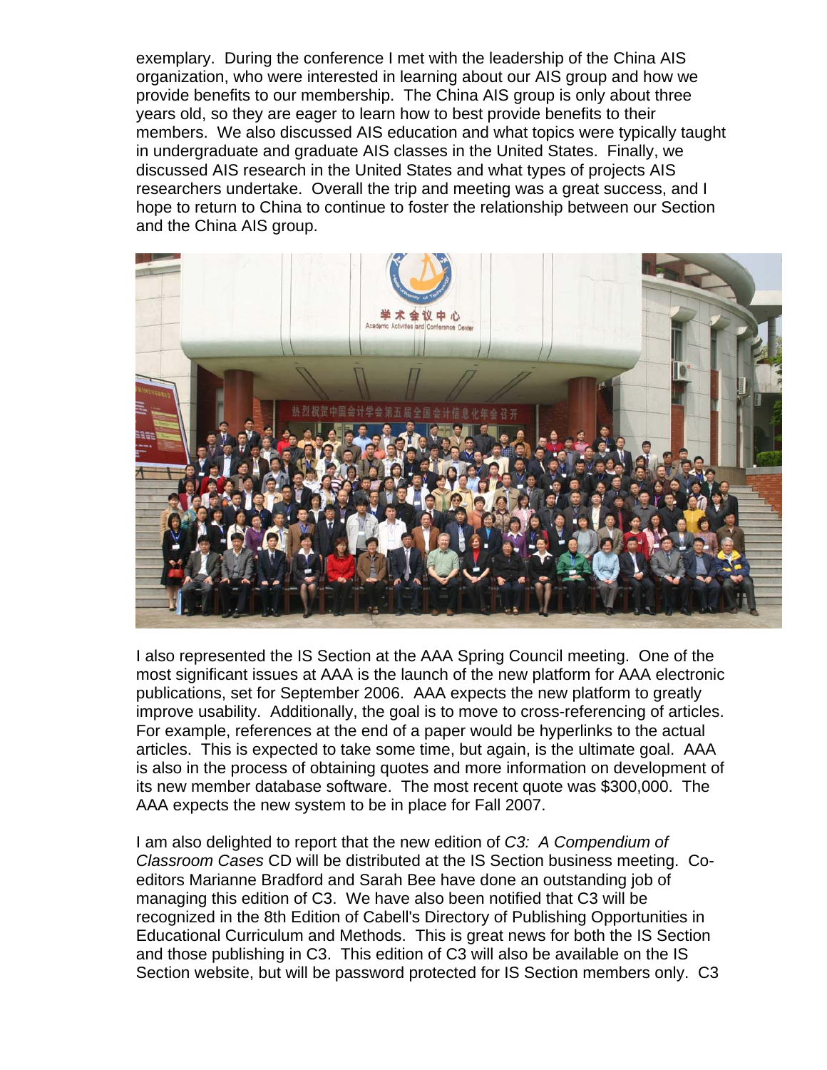exemplary. During the conference I met with the leadership of the China AIS organization, who were interested in learning about our AIS group and how we provide benefits to our membership. The China AIS group is only about three years old, so they are eager to learn how to best provide benefits to their members. We also discussed AIS education and what topics were typically taught in undergraduate and graduate AIS classes in the United States. Finally, we discussed AIS research in the United States and what types of projects AIS researchers undertake. Overall the trip and meeting was a great success, and I hope to return to China to continue to foster the relationship between our Section and the China AIS group.

I also represented the IS Section at the AAA Spring Council meeting. One of the most significant issues at AAA is the launch of the new platform for AAA electronic publications, set for September 2006. AAA expects the new platform to greatly improve usability. Additionally, the goal is to move to cross-referencing of articles. For example, references at the end of a paper would be hyperlinks to the actual articles. This is expected to take some time, but again, is the ultimate goal. AAA is also in the process of obtaining quotes and more information on development of its new member database software. The most recent quote was $300,000. The AAA expects the new system to be in place for Fall 2007.

I am also delighted to report that the new edition of *C3: A Compendium of Classroom Cases* CD will be distributed at the IS Section business meeting. Co-editors Marianne Bradford and Sarah Bee have done an outstanding job of managing this edition of C3. We have also been notified that C3 will be recognized in the 8th Edition of Cabell's Directory of Publishing Opportunities in Educational Curriculum and Methods. This is great news for both the IS Section and those publishing in C3. This edition of C3 will also be available on the IS Section website, but will be password protected for IS Section members only. C3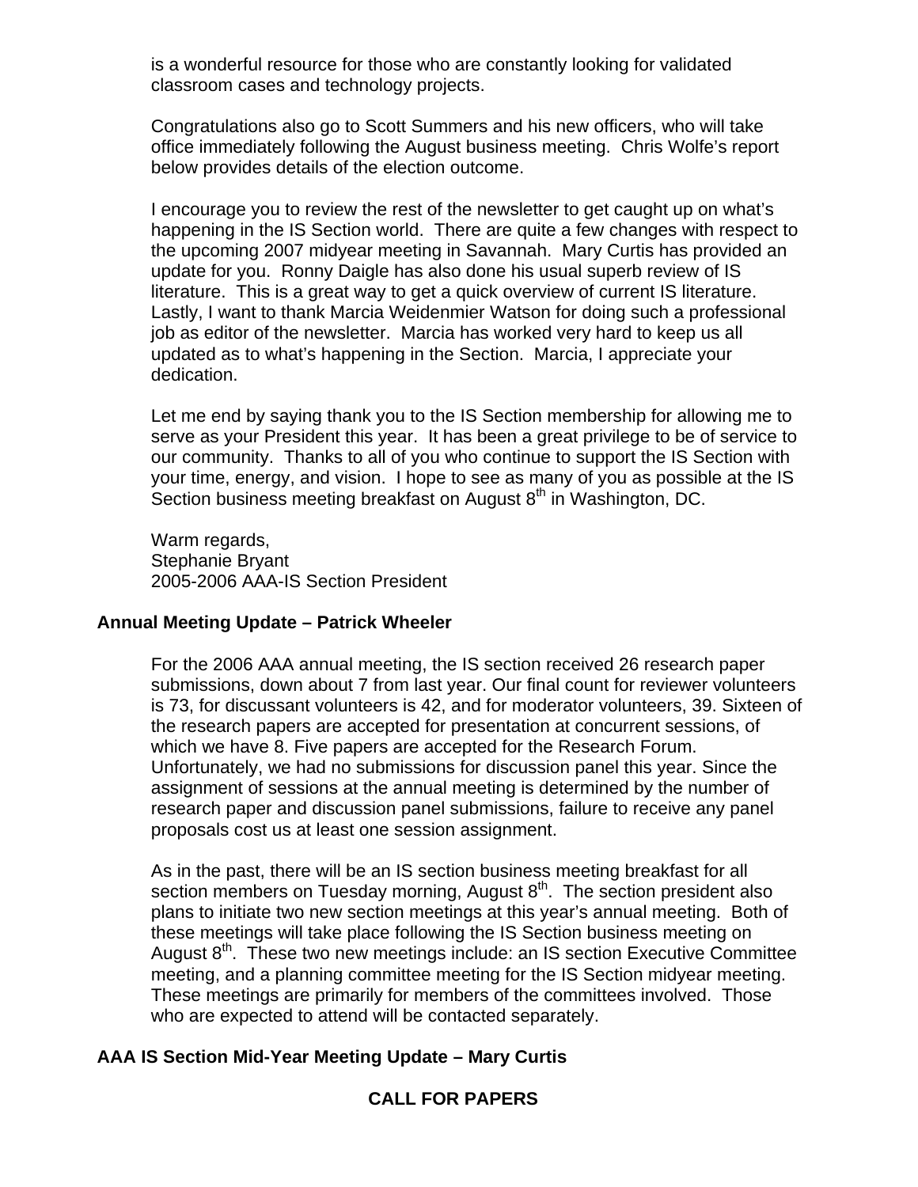is a wonderful resource for those who are constantly looking for validated classroom cases and technology projects.

Congratulations also go to Scott Summers and his new officers, who will take office immediately following the August business meeting. Chris Wolfe's report below provides details of the election outcome.

I encourage you to review the rest of the newsletter to get caught up on what's happening in the IS Section world. There are quite a few changes with respect to the upcoming 2007 midyear meeting in Savannah. Mary Curtis has provided an update for you. Ronny Daigle has also done his usual superb review of IS literature. This is a great way to get a quick overview of current IS literature. Lastly, I want to thank Marcia Weidenmier Watson for doing such a professional job as editor of the newsletter. Marcia has worked very hard to keep us all updated as to what's happening in the Section. Marcia, I appreciate your dedication.

Let me end by saying thank you to the IS Section membership for allowing me to serve as your President this year. It has been a great privilege to be of service to our community. Thanks to all of you who continue to support the IS Section with your time, energy, and vision. I hope to see as many of you as possible at the IS Section business meeting breakfast on August 8th in Washington, DC.

Warm regards,
Stephanie Bryant
2005-2006 AAA-IS Section President

**Annual Meeting Update – Patrick Wheeler**

For the 2006 AAA annual meeting, the IS section received 26 research paper submissions, down about 7 from last year. Our final count for reviewer volunteers is 73, for discussant volunteers is 42, and for moderator volunteers, 39. Sixteen of the research papers are accepted for presentation at concurrent sessions, of which we have 8. Five papers are accepted for the Research Forum. Unfortunately, we had no submissions for discussion panel this year. Since the assignment of sessions at the annual meeting is determined by the number of research paper and discussion panel submissions, failure to receive any panel proposals cost us at least one session assignment.

As in the past, there will be an IS section business meeting breakfast for all section members on Tuesday morning, August 8th. The section president also plans to initiate two new section meetings at this year's annual meeting. Both of these meetings will take place following the IS Section business meeting on August 8th. These two new meetings include: an IS section Executive Committee meeting, and a planning committee meeting for the IS Section midyear meeting. These meetings are primarily for members of the committees involved. Those who are expected to attend will be contacted separately.

**AAA IS Section Mid-Year Meeting Update – Mary Curtis**

**CALL FOR PAPERS**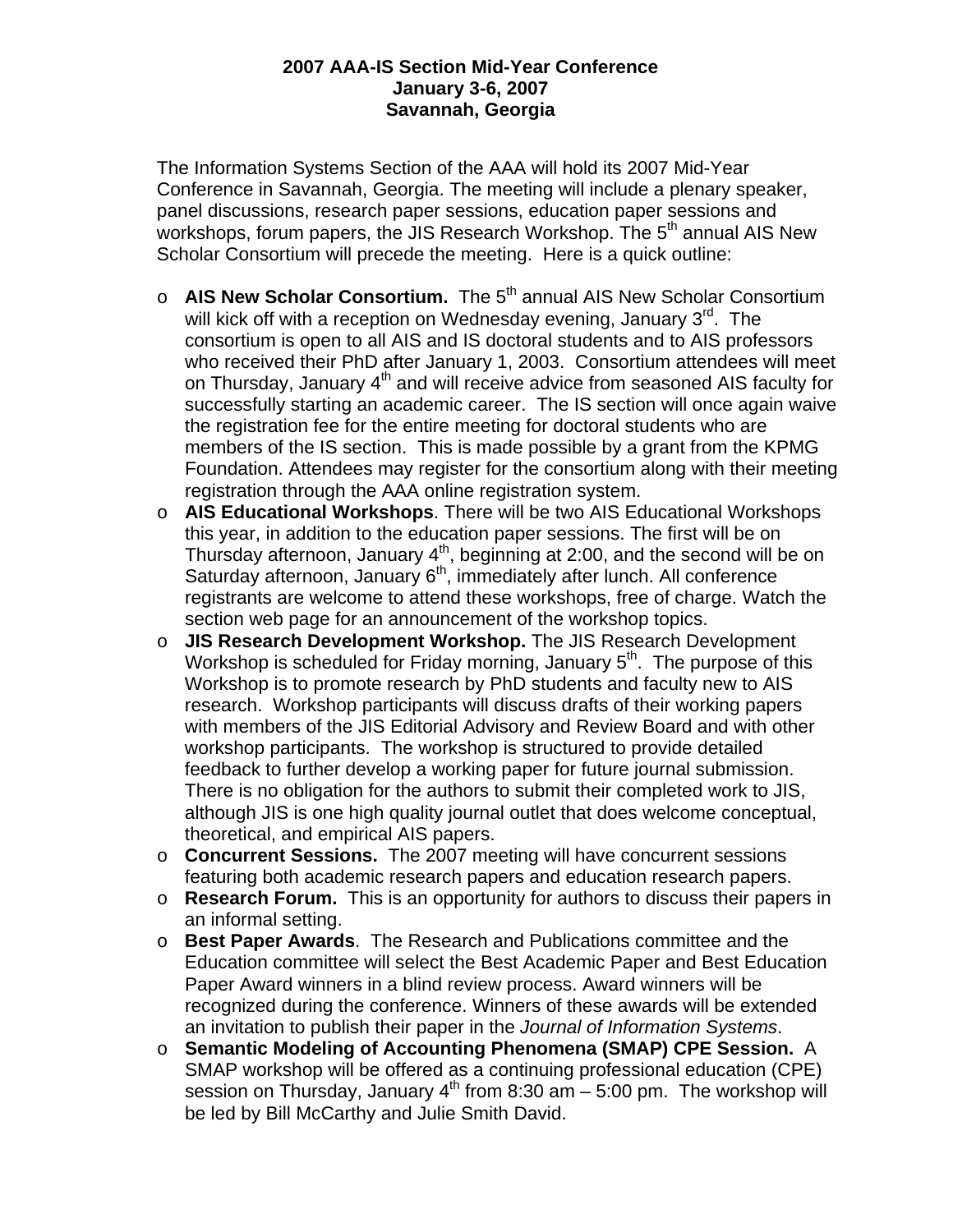**2007 AAA-IS Section Mid-Year Conference**
**January 3-6, 2007**
**Savannah, Georgia**

The Information Systems Section of the AAA will hold its 2007 Mid-Year Conference in Savannah, Georgia. The meeting will include a plenary speaker, panel discussions, research paper sessions, education paper sessions and workshops, forum papers, the JIS Research Workshop. The 5th annual AIS New Scholar Consortium will precede the meeting. Here is a quick outline:

- **AIS New Scholar Consortium.** The 5th annual AIS New Scholar Consortium will kick off with a reception on Wednesday evening, January 3rd. The consortium is open to all AIS and IS doctoral students and to AIS professors who received their PhD after January 1, 2003. Consortium attendees will meet on Thursday, January 4th and will receive advice from seasoned AIS faculty for successfully starting an academic career. The IS section will once again waive the registration fee for the entire meeting for doctoral students who are members of the IS section. This is made possible by a grant from the KPMG Foundation. Attendees may register for the consortium along with their meeting registration through the AAA online registration system.
- **AIS Educational Workshops**. There will be two AIS Educational Workshops this year, in addition to the education paper sessions. The first will be on Thursday afternoon, January 4th, beginning at 2:00, and the second will be on Saturday afternoon, January 6th, immediately after lunch. All conference registrants are welcome to attend these workshops, free of charge. Watch the section web page for an announcement of the workshop topics.
- **JIS Research Development Workshop.** The JIS Research Development Workshop is scheduled for Friday morning, January 5th. The purpose of this Workshop is to promote research by PhD students and faculty new to AIS research. Workshop participants will discuss drafts of their working papers with members of the JIS Editorial Advisory and Review Board and with other workshop participants. The workshop is structured to provide detailed feedback to further develop a working paper for future journal submission. There is no obligation for the authors to submit their completed work to JIS, although JIS is one high quality journal outlet that does welcome conceptual, theoretical, and empirical AIS papers.
- **Concurrent Sessions.** The 2007 meeting will have concurrent sessions featuring both academic research papers and education research papers.
- **Research Forum.** This is an opportunity for authors to discuss their papers in an informal setting.
- **Best Paper Awards**. The Research and Publications committee and the Education committee will select the Best Academic Paper and Best Education Paper Award winners in a blind review process. Award winners will be recognized during the conference. Winners of these awards will be extended an invitation to publish their paper in the *Journal of Information Systems*.
- **Semantic Modeling of Accounting Phenomena (SMAP) CPE Session.** A SMAP workshop will be offered as a continuing professional education (CPE) session on Thursday, January 4th from 8:30 am – 5:00 pm. The workshop will be led by Bill McCarthy and Julie Smith David.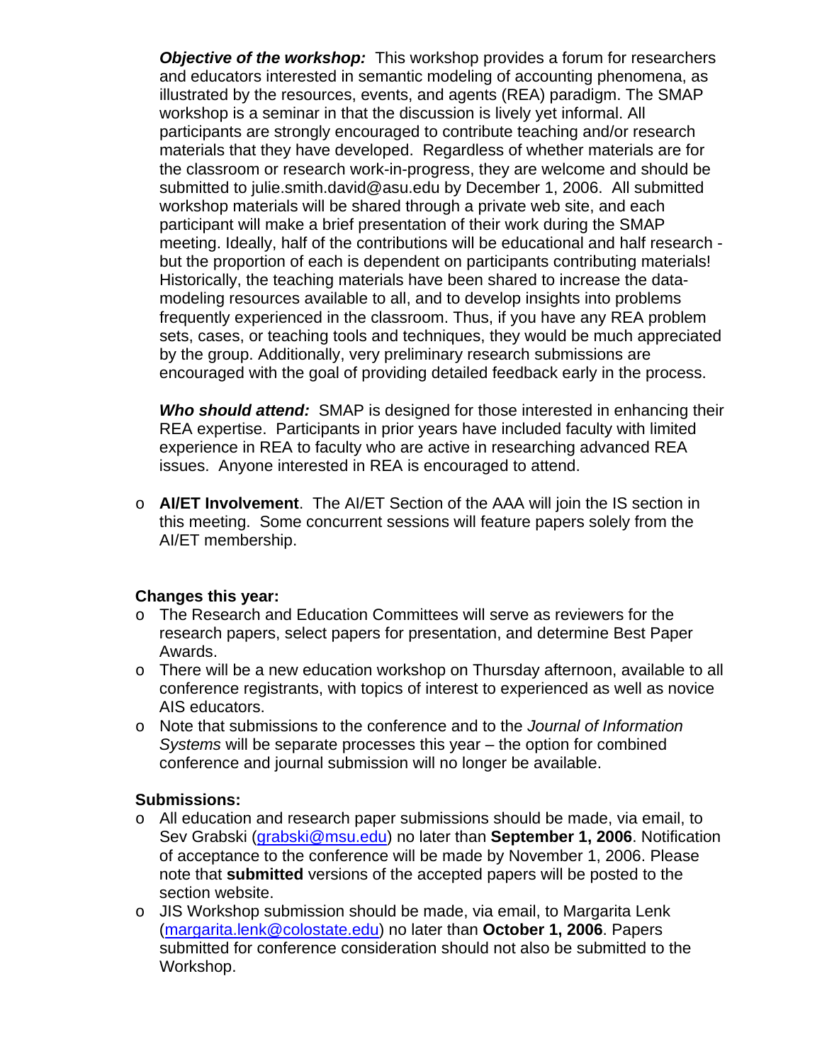*Objective of the workshop:* This workshop provides a forum for researchers and educators interested in semantic modeling of accounting phenomena, as illustrated by the resources, events, and agents (REA) paradigm. The SMAP workshop is a seminar in that the discussion is lively yet informal. All participants are strongly encouraged to contribute teaching and/or research materials that they have developed. Regardless of whether materials are for the classroom or research work-in-progress, they are welcome and should be submitted to julie.smith.david@asu.edu by December 1, 2006. All submitted workshop materials will be shared through a private web site, and each participant will make a brief presentation of their work during the SMAP meeting. Ideally, half of the contributions will be educational and half research - but the proportion of each is dependent on participants contributing materials! Historically, the teaching materials have been shared to increase the data-modeling resources available to all, and to develop insights into problems frequently experienced in the classroom. Thus, if you have any REA problem sets, cases, or teaching tools and techniques, they would be much appreciated by the group. Additionally, very preliminary research submissions are encouraged with the goal of providing detailed feedback early in the process.

*Who should attend:* SMAP is designed for those interested in enhancing their REA expertise. Participants in prior years have included faculty with limited experience in REA to faculty who are active in researching advanced REA issues. Anyone interested in REA is encouraged to attend.

- **AI/ET Involvement**. The AI/ET Section of the AAA will join the IS section in this meeting. Some concurrent sessions will feature papers solely from the AI/ET membership.

**Changes this year:**

- The Research and Education Committees will serve as reviewers for the research papers, select papers for presentation, and determine Best Paper Awards.
- There will be a new education workshop on Thursday afternoon, available to all conference registrants, with topics of interest to experienced as well as novice AIS educators.
- Note that submissions to the conference and to the *Journal of Information Systems* will be separate processes this year – the option for combined conference and journal submission will no longer be available.

**Submissions:**

- All education and research paper submissions should be made, via email, to Sev Grabski (grabski@msu.edu) no later than **September 1, 2006**. Notification of acceptance to the conference will be made by November 1, 2006. Please note that **submitted** versions of the accepted papers will be posted to the section website.
- JIS Workshop submission should be made, via email, to Margarita Lenk (margarita.lenk@colostate.edu) no later than **October 1, 2006**. Papers submitted for conference consideration should not also be submitted to the Workshop.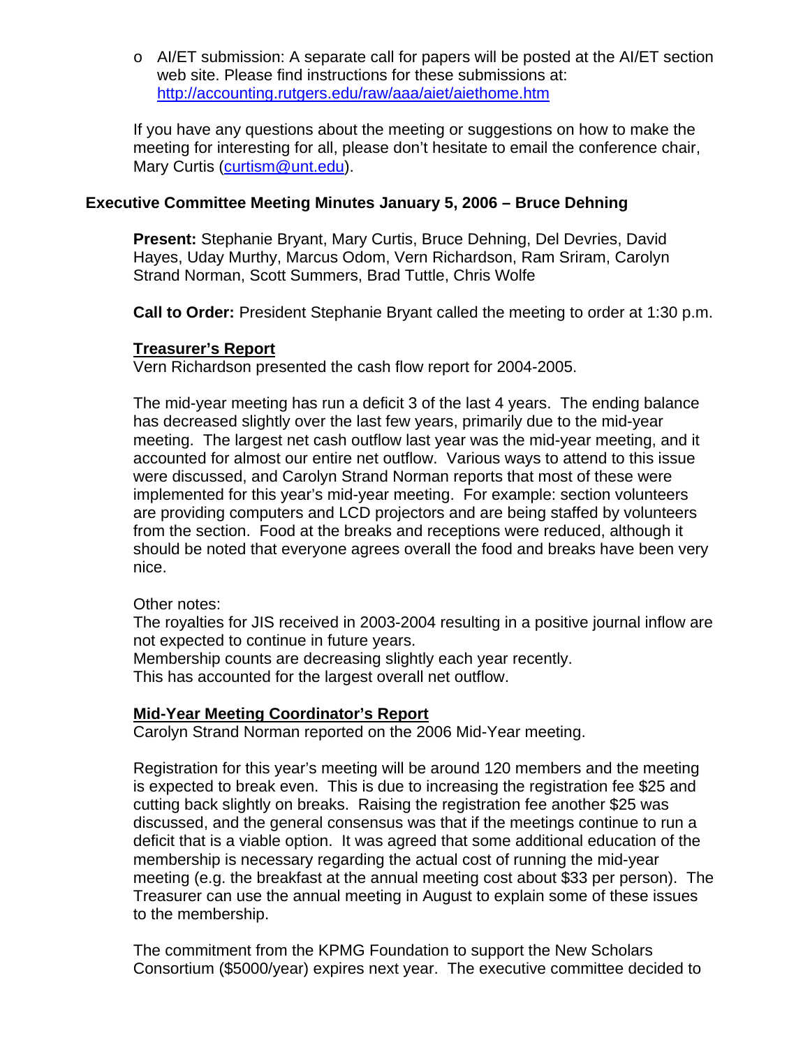- AI/ET submission: A separate call for papers will be posted at the AI/ET section web site. Please find instructions for these submissions at: http://accounting.rutgers.edu/raw/aaa/aiet/aiethome.htm

If you have any questions about the meeting or suggestions on how to make the meeting for interesting for all, please don't hesitate to email the conference chair, Mary Curtis (curtism@unt.edu).

### Executive Committee Meeting Minutes January 5, 2006 – Bruce Dehning

**Present:** Stephanie Bryant, Mary Curtis, Bruce Dehning, Del Devries, David Hayes, Uday Murthy, Marcus Odom, Vern Richardson, Ram Sriram, Carolyn Strand Norman, Scott Summers, Brad Tuttle, Chris Wolfe

**Call to Order:** President Stephanie Bryant called the meeting to order at 1:30 p.m.

**Treasurer's Report**

Vern Richardson presented the cash flow report for 2004-2005.

The mid-year meeting has run a deficit 3 of the last 4 years. The ending balance has decreased slightly over the last few years, primarily due to the mid-year meeting. The largest net cash outflow last year was the mid-year meeting, and it accounted for almost our entire net outflow. Various ways to attend to this issue were discussed, and Carolyn Strand Norman reports that most of these were implemented for this year's mid-year meeting. For example: section volunteers are providing computers and LCD projectors and are being staffed by volunteers from the section. Food at the breaks and receptions were reduced, although it should be noted that everyone agrees overall the food and breaks have been very nice.

Other notes:
The royalties for JIS received in 2003-2004 resulting in a positive journal inflow are not expected to continue in future years.
Membership counts are decreasing slightly each year recently.
This has accounted for the largest overall net outflow.

**Mid-Year Meeting Coordinator's Report**

Carolyn Strand Norman reported on the 2006 Mid-Year meeting.

Registration for this year's meeting will be around 120 members and the meeting is expected to break even. This is due to increasing the registration fee $25 and cutting back slightly on breaks. Raising the registration fee another $25 was discussed, and the general consensus was that if the meetings continue to run a deficit that is a viable option. It was agreed that some additional education of the membership is necessary regarding the actual cost of running the mid-year meeting (e.g. the breakfast at the annual meeting cost about $33 per person). The Treasurer can use the annual meeting in August to explain some of these issues to the membership.

The commitment from the KPMG Foundation to support the New Scholars Consortium ($5000/year) expires next year. The executive committee decided to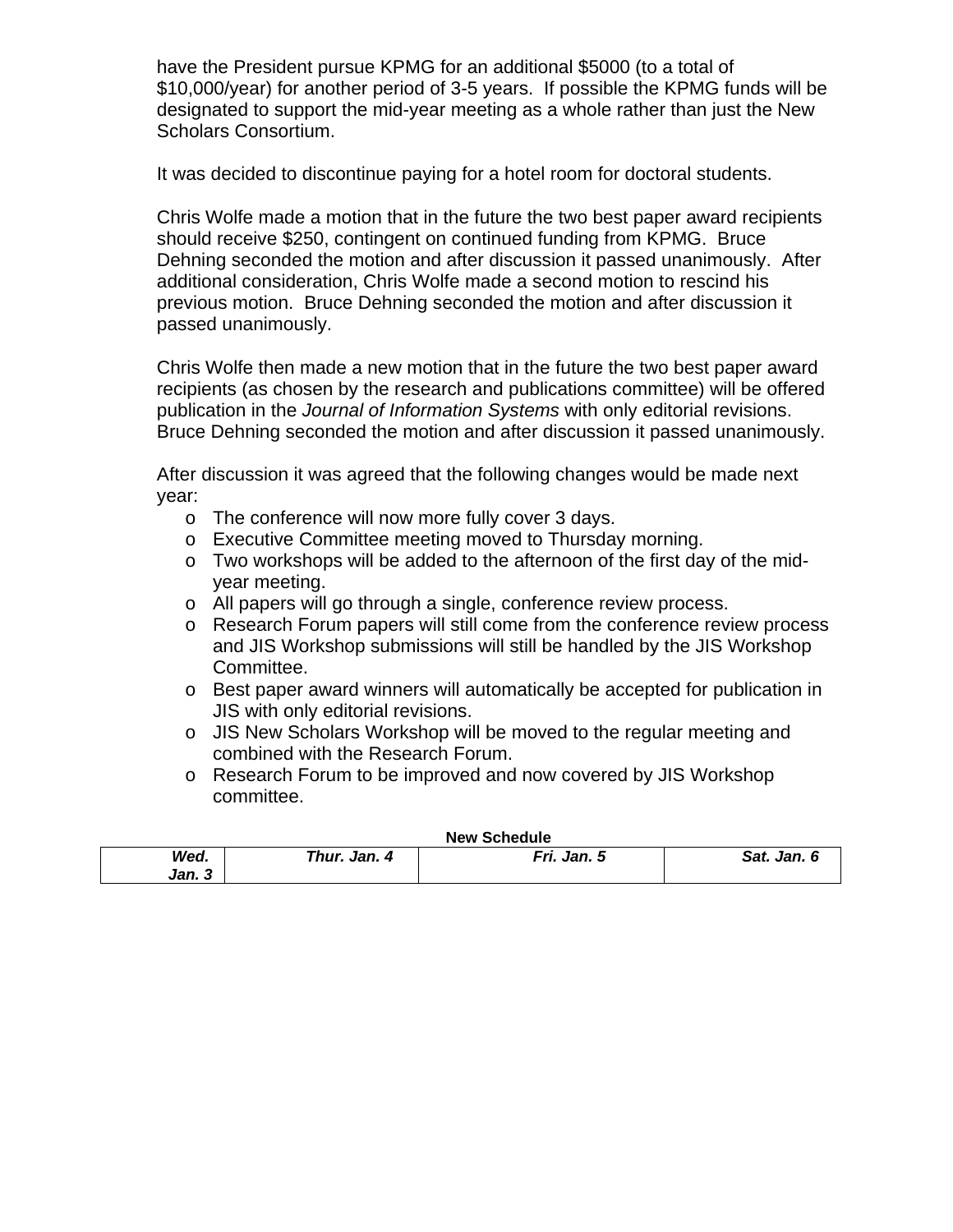have the President pursue KPMG for an additional $5000 (to a total of $10,000/year) for another period of 3-5 years. If possible the KPMG funds will be designated to support the mid-year meeting as a whole rather than just the New Scholars Consortium.

It was decided to discontinue paying for a hotel room for doctoral students.

Chris Wolfe made a motion that in the future the two best paper award recipients should receive $250, contingent on continued funding from KPMG. Bruce Dehning seconded the motion and after discussion it passed unanimously. After additional consideration, Chris Wolfe made a second motion to rescind his previous motion. Bruce Dehning seconded the motion and after discussion it passed unanimously.

Chris Wolfe then made a new motion that in the future the two best paper award recipients (as chosen by the research and publications committee) will be offered publication in the *Journal of Information Systems* with only editorial revisions. Bruce Dehning seconded the motion and after discussion it passed unanimously.

After discussion it was agreed that the following changes would be made next year:

- The conference will now more fully cover 3 days.
- Executive Committee meeting moved to Thursday morning.
- Two workshops will be added to the afternoon of the first day of the mid-year meeting.
- All papers will go through a single, conference review process.
- Research Forum papers will still come from the conference review process and JIS Workshop submissions will still be handled by the JIS Workshop Committee.
- Best paper award winners will automatically be accepted for publication in JIS with only editorial revisions.
- JIS New Scholars Workshop will be moved to the regular meeting and combined with the Research Forum.
- Research Forum to be improved and now covered by JIS Workshop committee.

**New Schedule**

| ***Wed. Jan. 3*** | ***Thur. Jan. 4*** | ***Fri. Jan. 5*** | ***Sat. Jan. 6*** |
|---|---|---|---|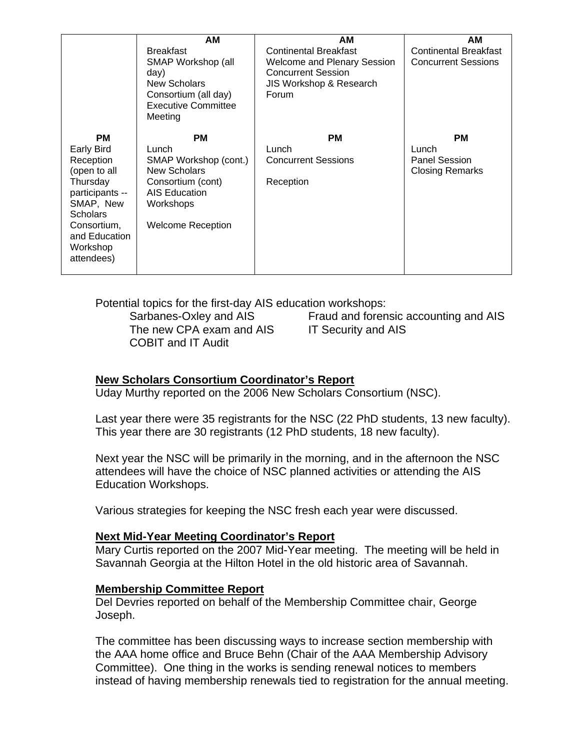| | AM | AM | AM |
|---|---|---|---|
| | Breakfast<br>SMAP Workshop (all day)<br>New Scholars Consortium (all day)<br>Executive Committee Meeting | Continental Breakfast<br>Welcome and Plenary Session<br>Concurrent Session<br>JIS Workshop & Research Forum | Continental Breakfast<br>Concurrent Sessions |
| **PM** | **PM** | **PM** | **PM** |
| Early Bird Reception (open to all Thursday participants -- SMAP, New Scholars Consortium, and Education Workshop attendees) | Lunch<br>SMAP Workshop (cont.)<br>New Scholars Consortium (cont)<br>AIS Education Workshops<br><br>Welcome Reception | Lunch<br>Concurrent Sessions<br><br>Reception | Lunch<br>Panel Session<br>Closing Remarks |

Potential topics for the first-day AIS education workshops:

- Sarbanes-Oxley and AIS
- Fraud and forensic accounting and AIS
- The new CPA exam and AIS
- IT Security and AIS
- COBIT and IT Audit

**New Scholars Consortium Coordinator's Report**

Uday Murthy reported on the 2006 New Scholars Consortium (NSC).

Last year there were 35 registrants for the NSC (22 PhD students, 13 new faculty). This year there are 30 registrants (12 PhD students, 18 new faculty).

Next year the NSC will be primarily in the morning, and in the afternoon the NSC attendees will have the choice of NSC planned activities or attending the AIS Education Workshops.

Various strategies for keeping the NSC fresh each year were discussed.

**Next Mid-Year Meeting Coordinator's Report**

Mary Curtis reported on the 2007 Mid-Year meeting. The meeting will be held in Savannah Georgia at the Hilton Hotel in the old historic area of Savannah.

**Membership Committee Report**

Del Devries reported on behalf of the Membership Committee chair, George Joseph.

The committee has been discussing ways to increase section membership with the AAA home office and Bruce Behn (Chair of the AAA Membership Advisory Committee). One thing in the works is sending renewal notices to members instead of having membership renewals tied to registration for the annual meeting.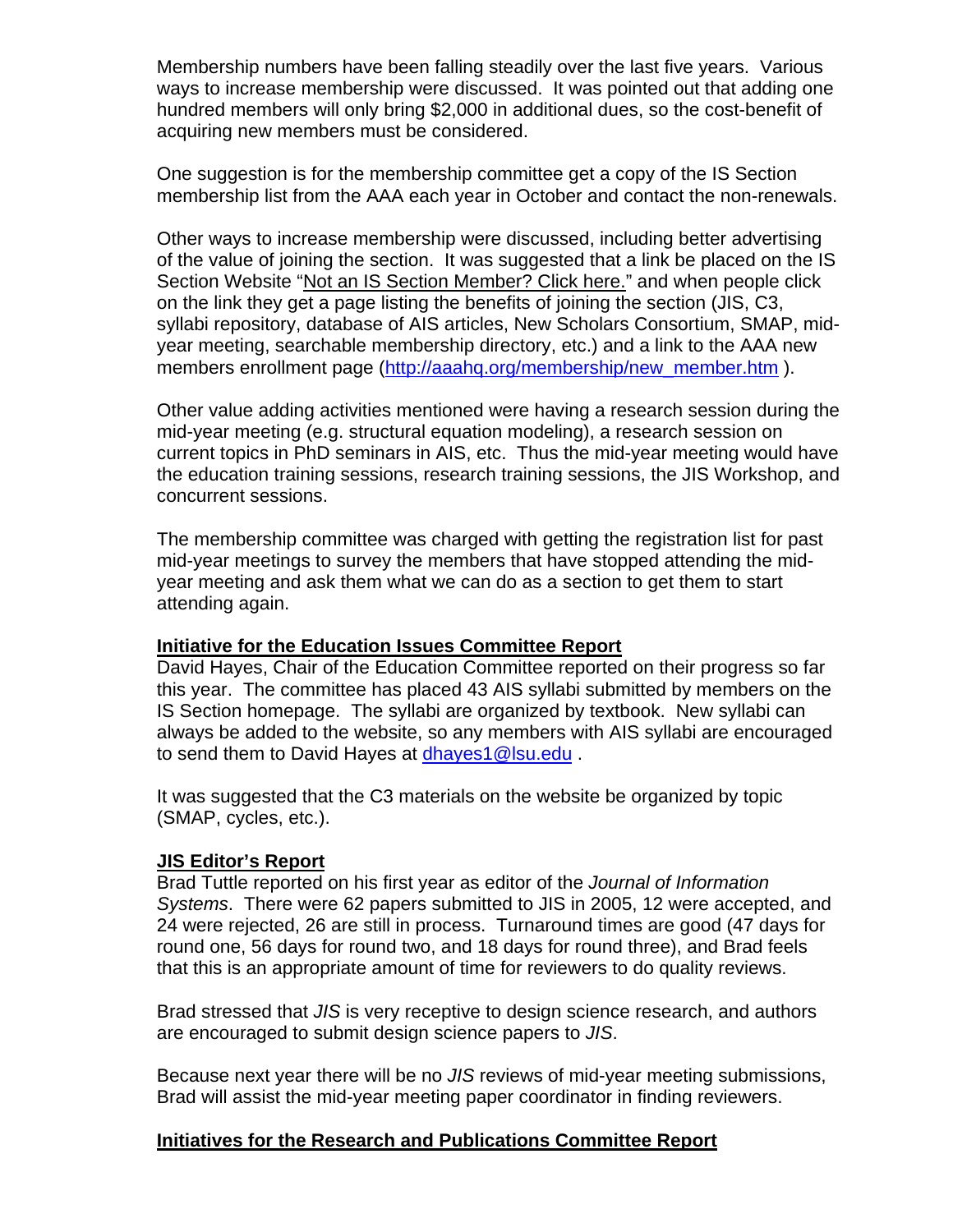Membership numbers have been falling steadily over the last five years. Various ways to increase membership were discussed. It was pointed out that adding one hundred members will only bring $2,000 in additional dues, so the cost-benefit of acquiring new members must be considered.

One suggestion is for the membership committee get a copy of the IS Section membership list from the AAA each year in October and contact the non-renewals.

Other ways to increase membership were discussed, including better advertising of the value of joining the section. It was suggested that a link be placed on the IS Section Website "Not an IS Section Member? Click here." and when people click on the link they get a page listing the benefits of joining the section (JIS, C3, syllabi repository, database of AIS articles, New Scholars Consortium, SMAP, mid-year meeting, searchable membership directory, etc.) and a link to the AAA new members enrollment page (http://aaahq.org/membership/new_member.htm ).

Other value adding activities mentioned were having a research session during the mid-year meeting (e.g. structural equation modeling), a research session on current topics in PhD seminars in AIS, etc. Thus the mid-year meeting would have the education training sessions, research training sessions, the JIS Workshop, and concurrent sessions.

The membership committee was charged with getting the registration list for past mid-year meetings to survey the members that have stopped attending the mid-year meeting and ask them what we can do as a section to get them to start attending again.

**Initiative for the Education Issues Committee Report**

David Hayes, Chair of the Education Committee reported on their progress so far this year. The committee has placed 43 AIS syllabi submitted by members on the IS Section homepage. The syllabi are organized by textbook. New syllabi can always be added to the website, so any members with AIS syllabi are encouraged to send them to David Hayes at dhayes1@lsu.edu .

It was suggested that the C3 materials on the website be organized by topic (SMAP, cycles, etc.).

**JIS Editor's Report**

Brad Tuttle reported on his first year as editor of the *Journal of Information Systems*. There were 62 papers submitted to JIS in 2005, 12 were accepted, and 24 were rejected, 26 are still in process. Turnaround times are good (47 days for round one, 56 days for round two, and 18 days for round three), and Brad feels that this is an appropriate amount of time for reviewers to do quality reviews.

Brad stressed that *JIS* is very receptive to design science research, and authors are encouraged to submit design science papers to *JIS*.

Because next year there will be no *JIS* reviews of mid-year meeting submissions, Brad will assist the mid-year meeting paper coordinator in finding reviewers.

**Initiatives for the Research and Publications Committee Report**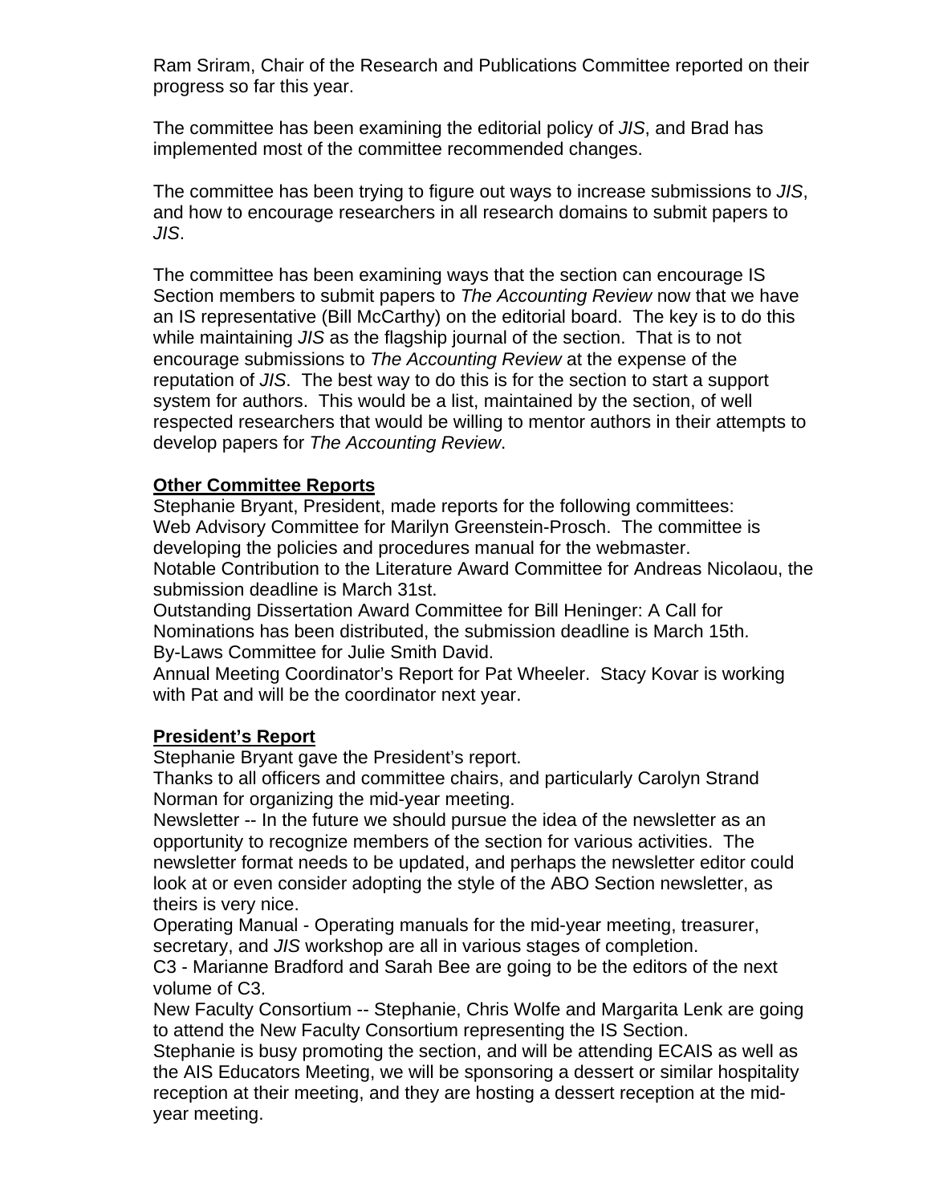Ram Sriram, Chair of the Research and Publications Committee reported on their progress so far this year.

The committee has been examining the editorial policy of *JIS*, and Brad has implemented most of the committee recommended changes.

The committee has been trying to figure out ways to increase submissions to *JIS*, and how to encourage researchers in all research domains to submit papers to *JIS*.

The committee has been examining ways that the section can encourage IS Section members to submit papers to *The Accounting Review* now that we have an IS representative (Bill McCarthy) on the editorial board. The key is to do this while maintaining *JIS* as the flagship journal of the section. That is to not encourage submissions to *The Accounting Review* at the expense of the reputation of *JIS*. The best way to do this is for the section to start a support system for authors. This would be a list, maintained by the section, of well respected researchers that would be willing to mentor authors in their attempts to develop papers for *The Accounting Review*.

**Other Committee Reports**

Stephanie Bryant, President, made reports for the following committees:
Web Advisory Committee for Marilyn Greenstein-Prosch. The committee is developing the policies and procedures manual for the webmaster.
Notable Contribution to the Literature Award Committee for Andreas Nicolaou, the submission deadline is March 31st.
Outstanding Dissertation Award Committee for Bill Heninger: A Call for Nominations has been distributed, the submission deadline is March 15th.
By-Laws Committee for Julie Smith David.
Annual Meeting Coordinator's Report for Pat Wheeler. Stacy Kovar is working with Pat and will be the coordinator next year.

**President's Report**

Stephanie Bryant gave the President's report.
Thanks to all officers and committee chairs, and particularly Carolyn Strand Norman for organizing the mid-year meeting.
Newsletter -- In the future we should pursue the idea of the newsletter as an opportunity to recognize members of the section for various activities. The newsletter format needs to be updated, and perhaps the newsletter editor could look at or even consider adopting the style of the ABO Section newsletter, as theirs is very nice.
Operating Manual - Operating manuals for the mid-year meeting, treasurer, secretary, and *JIS* workshop are all in various stages of completion.
C3 - Marianne Bradford and Sarah Bee are going to be the editors of the next volume of C3.
New Faculty Consortium -- Stephanie, Chris Wolfe and Margarita Lenk are going to attend the New Faculty Consortium representing the IS Section.
Stephanie is busy promoting the section, and will be attending ECAIS as well as the AIS Educators Meeting, we will be sponsoring a dessert or similar hospitality reception at their meeting, and they are hosting a dessert reception at the mid-year meeting.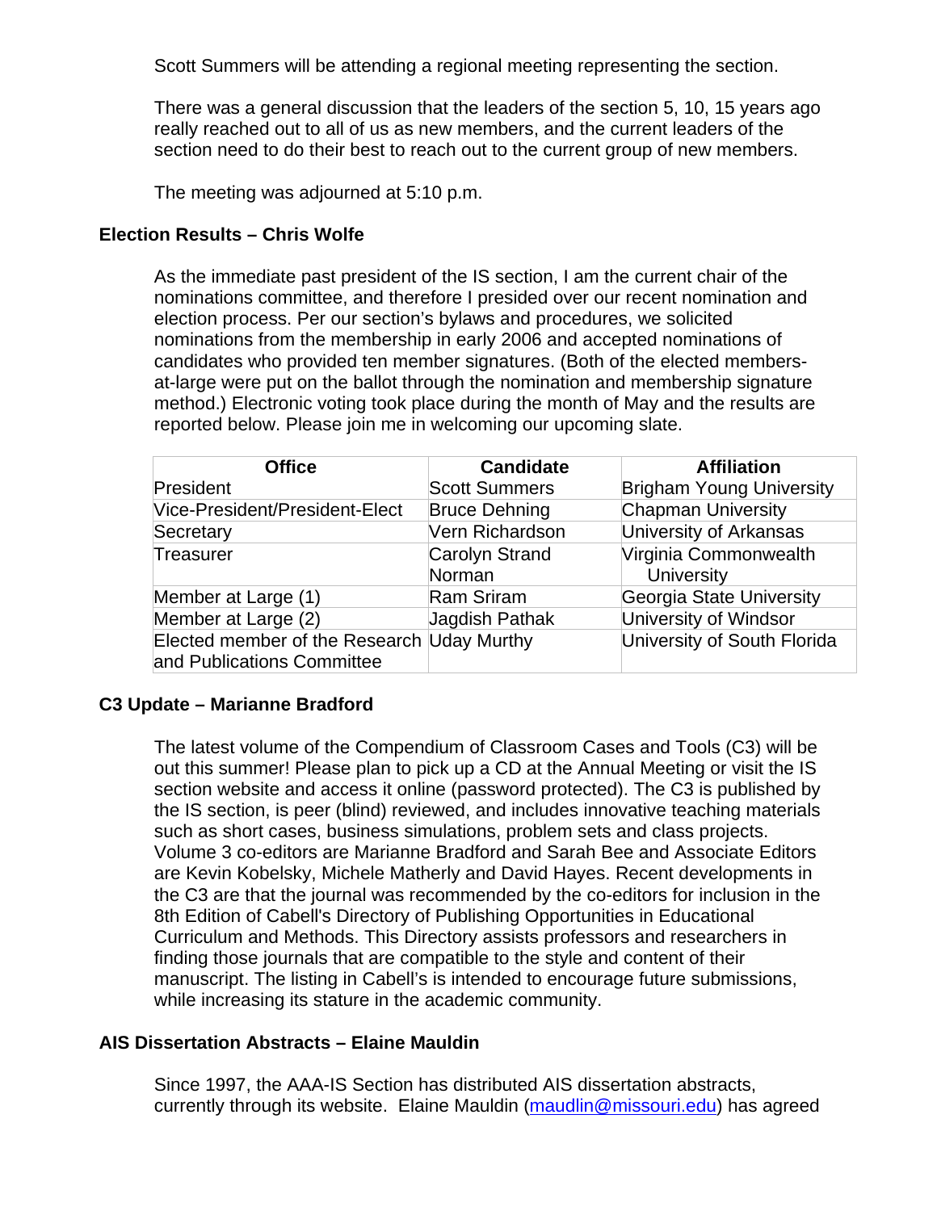Scott Summers will be attending a regional meeting representing the section.

There was a general discussion that the leaders of the section 5, 10, 15 years ago really reached out to all of us as new members, and the current leaders of the section need to do their best to reach out to the current group of new members.

The meeting was adjourned at 5:10 p.m.

### Election Results – Chris Wolfe

As the immediate past president of the IS section, I am the current chair of the nominations committee, and therefore I presided over our recent nomination and election process. Per our section's bylaws and procedures, we solicited nominations from the membership in early 2006 and accepted nominations of candidates who provided ten member signatures. (Both of the elected members-at-large were put on the ballot through the nomination and membership signature method.) Electronic voting took place during the month of May and the results are reported below. Please join me in welcoming our upcoming slate.

| Office | Candidate | Affiliation |
|---|---|---|
| President | Scott Summers | Brigham Young University |
| Vice-President/President-Elect | Bruce Dehning | Chapman University |
| Secretary | Vern Richardson | University of Arkansas |
| Treasurer | Carolyn Strand Norman | Virginia Commonwealth University |
| Member at Large (1) | Ram Sriram | Georgia State University |
| Member at Large (2) | Jagdish Pathak | University of Windsor |
| Elected member of the Research and Publications Committee | Uday Murthy | University of South Florida |

### C3 Update – Marianne Bradford

The latest volume of the Compendium of Classroom Cases and Tools (C3) will be out this summer! Please plan to pick up a CD at the Annual Meeting or visit the IS section website and access it online (password protected). The C3 is published by the IS section, is peer (blind) reviewed, and includes innovative teaching materials such as short cases, business simulations, problem sets and class projects. Volume 3 co-editors are Marianne Bradford and Sarah Bee and Associate Editors are Kevin Kobelsky, Michele Matherly and David Hayes. Recent developments in the C3 are that the journal was recommended by the co-editors for inclusion in the 8th Edition of Cabell's Directory of Publishing Opportunities in Educational Curriculum and Methods. This Directory assists professors and researchers in finding those journals that are compatible to the style and content of their manuscript. The listing in Cabell's is intended to encourage future submissions, while increasing its stature in the academic community.

### AIS Dissertation Abstracts – Elaine Mauldin

Since 1997, the AAA-IS Section has distributed AIS dissertation abstracts, currently through its website. Elaine Mauldin (maudlin@missouri.edu) has agreed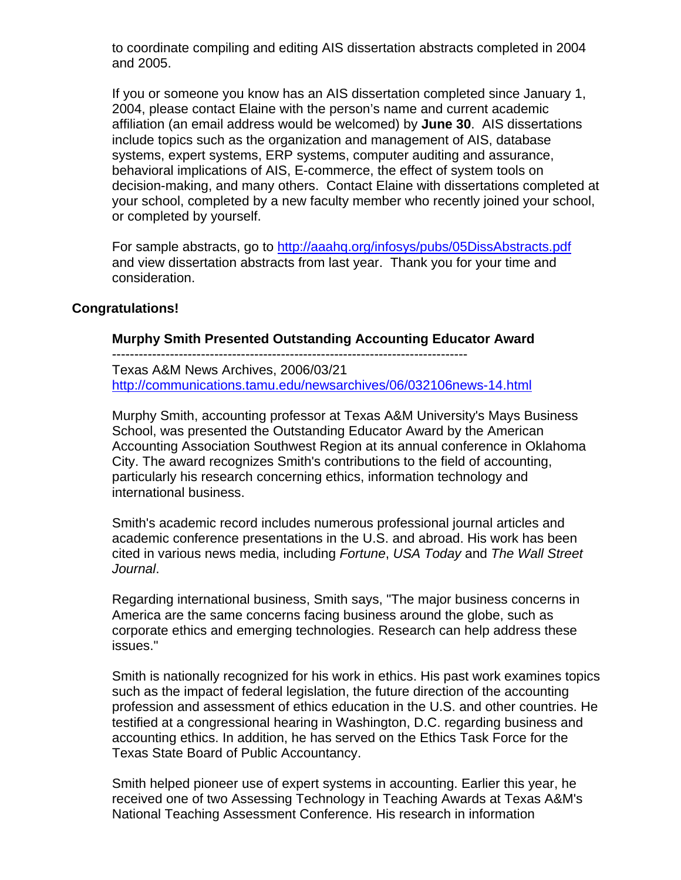to coordinate compiling and editing AIS dissertation abstracts completed in 2004 and 2005.

If you or someone you know has an AIS dissertation completed since January 1, 2004, please contact Elaine with the person's name and current academic affiliation (an email address would be welcomed) by **June 30**. AIS dissertations include topics such as the organization and management of AIS, database systems, expert systems, ERP systems, computer auditing and assurance, behavioral implications of AIS, E-commerce, the effect of system tools on decision-making, and many others. Contact Elaine with dissertations completed at your school, completed by a new faculty member who recently joined your school, or completed by yourself.

For sample abstracts, go to http://aaahq.org/infosys/pubs/05DissAbstracts.pdf and view dissertation abstracts from last year. Thank you for your time and consideration.

## Congratulations!

### Murphy Smith Presented Outstanding Accounting Educator Award

-----------------------------------------------------------------------------

Texas A&M News Archives, 2006/03/21
http://communications.tamu.edu/newsarchives/06/032106news-14.html

Murphy Smith, accounting professor at Texas A&M University's Mays Business School, was presented the Outstanding Educator Award by the American Accounting Association Southwest Region at its annual conference in Oklahoma City. The award recognizes Smith's contributions to the field of accounting, particularly his research concerning ethics, information technology and international business.

Smith's academic record includes numerous professional journal articles and academic conference presentations in the U.S. and abroad. His work has been cited in various news media, including *Fortune*, *USA Today* and *The Wall Street Journal*.

Regarding international business, Smith says, "The major business concerns in America are the same concerns facing business around the globe, such as corporate ethics and emerging technologies. Research can help address these issues."

Smith is nationally recognized for his work in ethics. His past work examines topics such as the impact of federal legislation, the future direction of the accounting profession and assessment of ethics education in the U.S. and other countries. He testified at a congressional hearing in Washington, D.C. regarding business and accounting ethics. In addition, he has served on the Ethics Task Force for the Texas State Board of Public Accountancy.

Smith helped pioneer use of expert systems in accounting. Earlier this year, he received one of two Assessing Technology in Teaching Awards at Texas A&M's National Teaching Assessment Conference. His research in information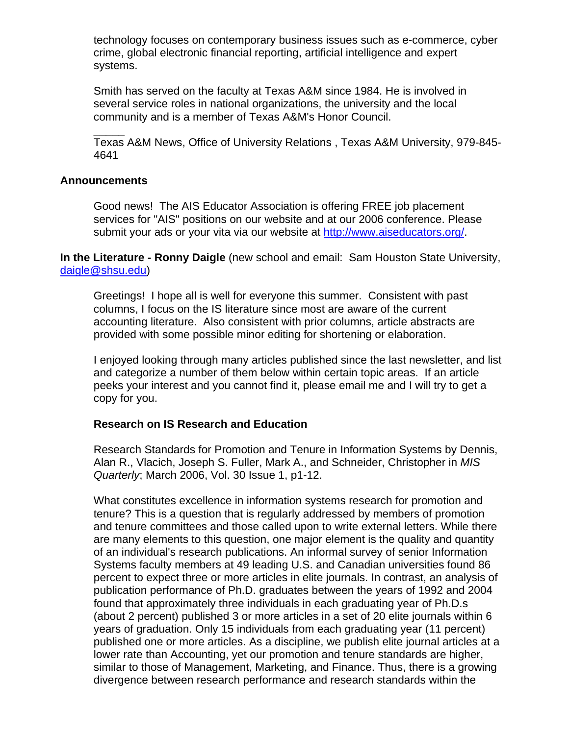technology focuses on contemporary business issues such as e-commerce, cyber crime, global electronic financial reporting, artificial intelligence and expert systems.

Smith has served on the faculty at Texas A&M since 1984. He is involved in several service roles in national organizations, the university and the local community and is a member of Texas A&M's Honor Council.

_____
Texas A&M News, Office of University Relations , Texas A&M University, 979-845-4641

**Announcements**

Good news! The AIS Educator Association is offering FREE job placement services for "AIS" positions on our website and at our 2006 conference. Please submit your ads or your vita via our website at http://www.aiseducators.org/.

**In the Literature - Ronny Daigle** (new school and email: Sam Houston State University, daigle@shsu.edu)

Greetings! I hope all is well for everyone this summer. Consistent with past columns, I focus on the IS literature since most are aware of the current accounting literature. Also consistent with prior columns, article abstracts are provided with some possible minor editing for shortening or elaboration.

I enjoyed looking through many articles published since the last newsletter, and list and categorize a number of them below within certain topic areas. If an article peeks your interest and you cannot find it, please email me and I will try to get a copy for you.

**Research on IS Research and Education**

Research Standards for Promotion and Tenure in Information Systems by Dennis, Alan R., Vlacich, Joseph S. Fuller, Mark A., and Schneider, Christopher in *MIS Quarterly*; March 2006, Vol. 30 Issue 1, p1-12.

What constitutes excellence in information systems research for promotion and tenure? This is a question that is regularly addressed by members of promotion and tenure committees and those called upon to write external letters. While there are many elements to this question, one major element is the quality and quantity of an individual's research publications. An informal survey of senior Information Systems faculty members at 49 leading U.S. and Canadian universities found 86 percent to expect three or more articles in elite journals. In contrast, an analysis of publication performance of Ph.D. graduates between the years of 1992 and 2004 found that approximately three individuals in each graduating year of Ph.D.s (about 2 percent) published 3 or more articles in a set of 20 elite journals within 6 years of graduation. Only 15 individuals from each graduating year (11 percent) published one or more articles. As a discipline, we publish elite journal articles at a lower rate than Accounting, yet our promotion and tenure standards are higher, similar to those of Management, Marketing, and Finance. Thus, there is a growing divergence between research performance and research standards within the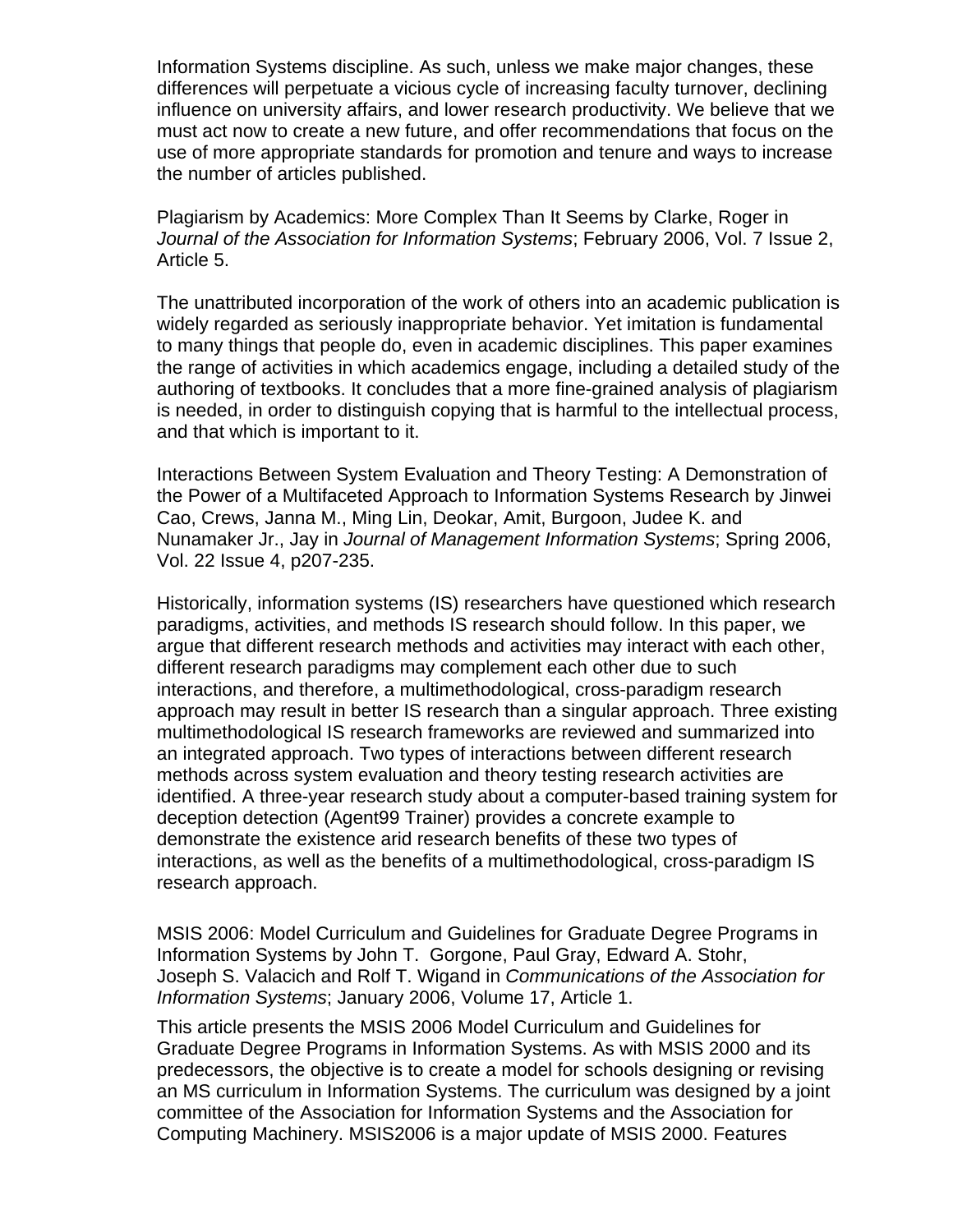Information Systems discipline. As such, unless we make major changes, these differences will perpetuate a vicious cycle of increasing faculty turnover, declining influence on university affairs, and lower research productivity. We believe that we must act now to create a new future, and offer recommendations that focus on the use of more appropriate standards for promotion and tenure and ways to increase the number of articles published.

Plagiarism by Academics: More Complex Than It Seems by Clarke, Roger in *Journal of the Association for Information Systems*; February 2006, Vol. 7 Issue 2, Article 5.

The unattributed incorporation of the work of others into an academic publication is widely regarded as seriously inappropriate behavior. Yet imitation is fundamental to many things that people do, even in academic disciplines. This paper examines the range of activities in which academics engage, including a detailed study of the authoring of textbooks. It concludes that a more fine-grained analysis of plagiarism is needed, in order to distinguish copying that is harmful to the intellectual process, and that which is important to it.

Interactions Between System Evaluation and Theory Testing: A Demonstration of the Power of a Multifaceted Approach to Information Systems Research by Jinwei Cao, Crews, Janna M., Ming Lin, Deokar, Amit, Burgoon, Judee K. and Nunamaker Jr., Jay in *Journal of Management Information Systems*; Spring 2006, Vol. 22 Issue 4, p207-235.

Historically, information systems (IS) researchers have questioned which research paradigms, activities, and methods IS research should follow. In this paper, we argue that different research methods and activities may interact with each other, different research paradigms may complement each other due to such interactions, and therefore, a multimethodological, cross-paradigm research approach may result in better IS research than a singular approach. Three existing multimethodological IS research frameworks are reviewed and summarized into an integrated approach. Two types of interactions between different research methods across system evaluation and theory testing research activities are identified. A three-year research study about a computer-based training system for deception detection (Agent99 Trainer) provides a concrete example to demonstrate the existence arid research benefits of these two types of interactions, as well as the benefits of a multimethodological, cross-paradigm IS research approach.

MSIS 2006: Model Curriculum and Guidelines for Graduate Degree Programs in Information Systems by John T. Gorgone, Paul Gray, Edward A. Stohr, Joseph S. Valacich and Rolf T. Wigand in *Communications of the Association for Information Systems*; January 2006, Volume 17, Article 1.

This article presents the MSIS 2006 Model Curriculum and Guidelines for Graduate Degree Programs in Information Systems. As with MSIS 2000 and its predecessors, the objective is to create a model for schools designing or revising an MS curriculum in Information Systems. The curriculum was designed by a joint committee of the Association for Information Systems and the Association for Computing Machinery. MSIS2006 is a major update of MSIS 2000. Features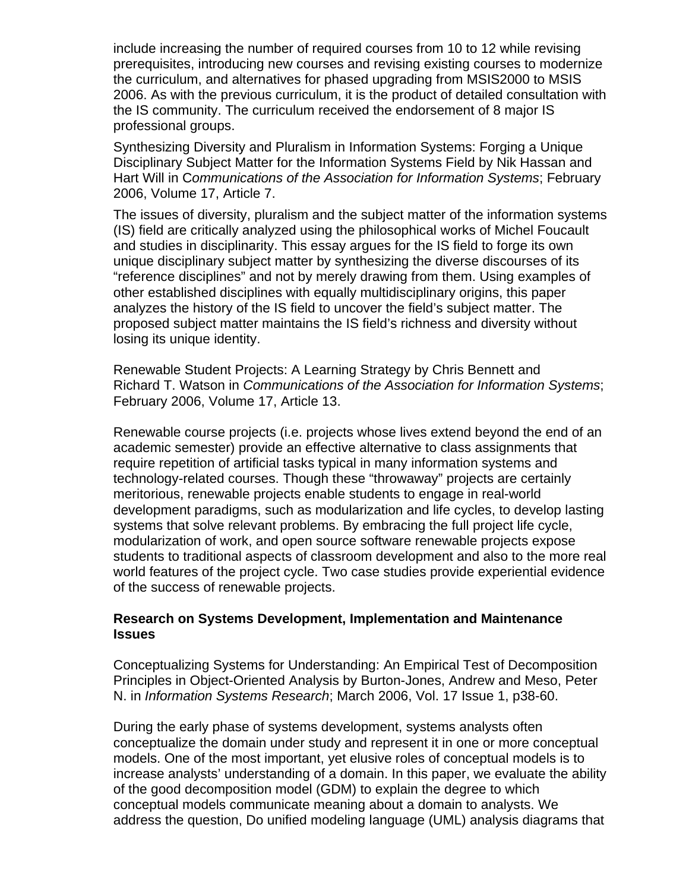include increasing the number of required courses from 10 to 12 while revising prerequisites, introducing new courses and revising existing courses to modernize the curriculum, and alternatives for phased upgrading from MSIS2000 to MSIS 2006. As with the previous curriculum, it is the product of detailed consultation with the IS community. The curriculum received the endorsement of 8 major IS professional groups.

Synthesizing Diversity and Pluralism in Information Systems: Forging a Unique Disciplinary Subject Matter for the Information Systems Field by Nik Hassan and Hart Will in C*ommunications of the Association for Information Systems*; February 2006, Volume 17, Article 7.

The issues of diversity, pluralism and the subject matter of the information systems (IS) field are critically analyzed using the philosophical works of Michel Foucault and studies in disciplinarity. This essay argues for the IS field to forge its own unique disciplinary subject matter by synthesizing the diverse discourses of its "reference disciplines" and not by merely drawing from them. Using examples of other established disciplines with equally multidisciplinary origins, this paper analyzes the history of the IS field to uncover the field's subject matter. The proposed subject matter maintains the IS field's richness and diversity without losing its unique identity.

Renewable Student Projects: A Learning Strategy by Chris Bennett and Richard T. Watson in *Communications of the Association for Information Systems*; February 2006, Volume 17, Article 13.

Renewable course projects (i.e. projects whose lives extend beyond the end of an academic semester) provide an effective alternative to class assignments that require repetition of artificial tasks typical in many information systems and technology-related courses. Though these "throwaway" projects are certainly meritorious, renewable projects enable students to engage in real-world development paradigms, such as modularization and life cycles, to develop lasting systems that solve relevant problems. By embracing the full project life cycle, modularization of work, and open source software renewable projects expose students to traditional aspects of classroom development and also to the more real world features of the project cycle. Two case studies provide experiential evidence of the success of renewable projects.

**Research on Systems Development, Implementation and Maintenance Issues**

Conceptualizing Systems for Understanding: An Empirical Test of Decomposition Principles in Object-Oriented Analysis by Burton-Jones, Andrew and Meso, Peter N. in *Information Systems Research*; March 2006, Vol. 17 Issue 1, p38-60.

During the early phase of systems development, systems analysts often conceptualize the domain under study and represent it in one or more conceptual models. One of the most important, yet elusive roles of conceptual models is to increase analysts' understanding of a domain. In this paper, we evaluate the ability of the good decomposition model (GDM) to explain the degree to which conceptual models communicate meaning about a domain to analysts. We address the question, Do unified modeling language (UML) analysis diagrams that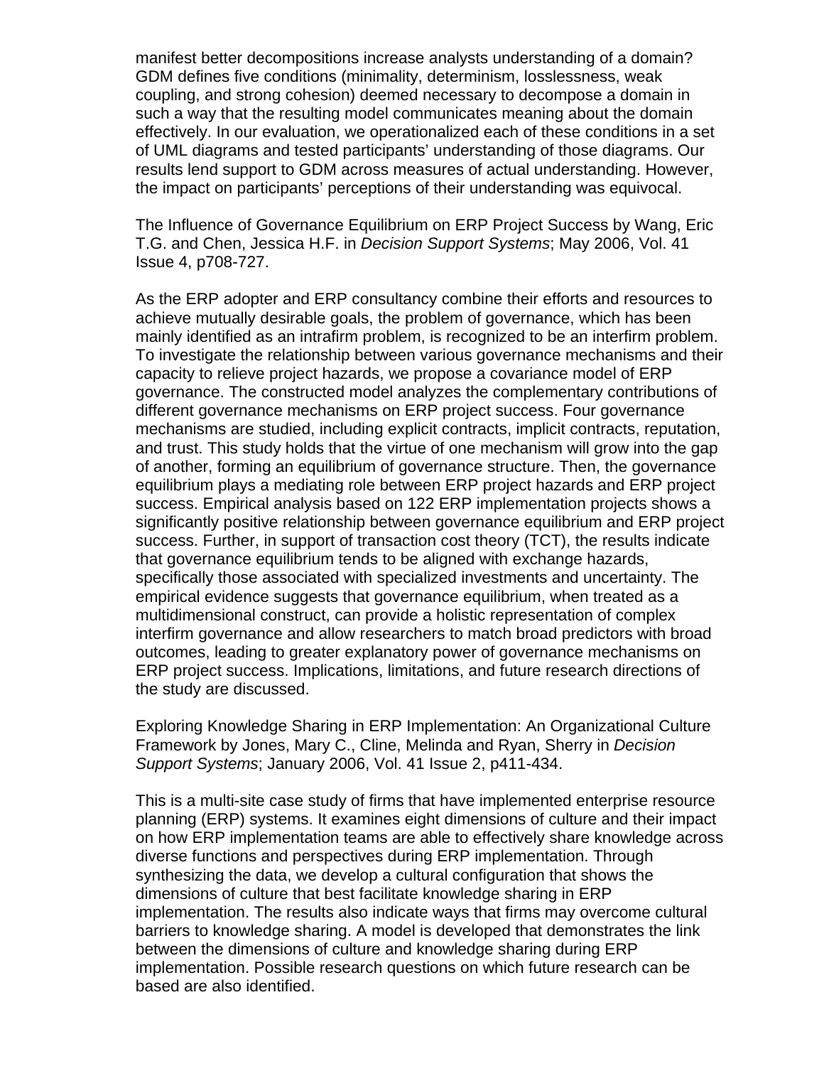manifest better decompositions increase analysts understanding of a domain? GDM defines five conditions (minimality, determinism, losslessness, weak coupling, and strong cohesion) deemed necessary to decompose a domain in such a way that the resulting model communicates meaning about the domain effectively. In our evaluation, we operationalized each of these conditions in a set of UML diagrams and tested participants' understanding of those diagrams. Our results lend support to GDM across measures of actual understanding. However, the impact on participants' perceptions of their understanding was equivocal.

The Influence of Governance Equilibrium on ERP Project Success by Wang, Eric T.G. and Chen, Jessica H.F. in *Decision Support Systems*; May 2006, Vol. 41 Issue 4, p708-727.

As the ERP adopter and ERP consultancy combine their efforts and resources to achieve mutually desirable goals, the problem of governance, which has been mainly identified as an intrafirm problem, is recognized to be an interfirm problem. To investigate the relationship between various governance mechanisms and their capacity to relieve project hazards, we propose a covariance model of ERP governance. The constructed model analyzes the complementary contributions of different governance mechanisms on ERP project success. Four governance mechanisms are studied, including explicit contracts, implicit contracts, reputation, and trust. This study holds that the virtue of one mechanism will grow into the gap of another, forming an equilibrium of governance structure. Then, the governance equilibrium plays a mediating role between ERP project hazards and ERP project success. Empirical analysis based on 122 ERP implementation projects shows a significantly positive relationship between governance equilibrium and ERP project success. Further, in support of transaction cost theory (TCT), the results indicate that governance equilibrium tends to be aligned with exchange hazards, specifically those associated with specialized investments and uncertainty. The empirical evidence suggests that governance equilibrium, when treated as a multidimensional construct, can provide a holistic representation of complex interfirm governance and allow researchers to match broad predictors with broad outcomes, leading to greater explanatory power of governance mechanisms on ERP project success. Implications, limitations, and future research directions of the study are discussed.

Exploring Knowledge Sharing in ERP Implementation: An Organizational Culture Framework by Jones, Mary C., Cline, Melinda and Ryan, Sherry in *Decision Support Systems*; January 2006, Vol. 41 Issue 2, p411-434.

This is a multi-site case study of firms that have implemented enterprise resource planning (ERP) systems. It examines eight dimensions of culture and their impact on how ERP implementation teams are able to effectively share knowledge across diverse functions and perspectives during ERP implementation. Through synthesizing the data, we develop a cultural configuration that shows the dimensions of culture that best facilitate knowledge sharing in ERP implementation. The results also indicate ways that firms may overcome cultural barriers to knowledge sharing. A model is developed that demonstrates the link between the dimensions of culture and knowledge sharing during ERP implementation. Possible research questions on which future research can be based are also identified.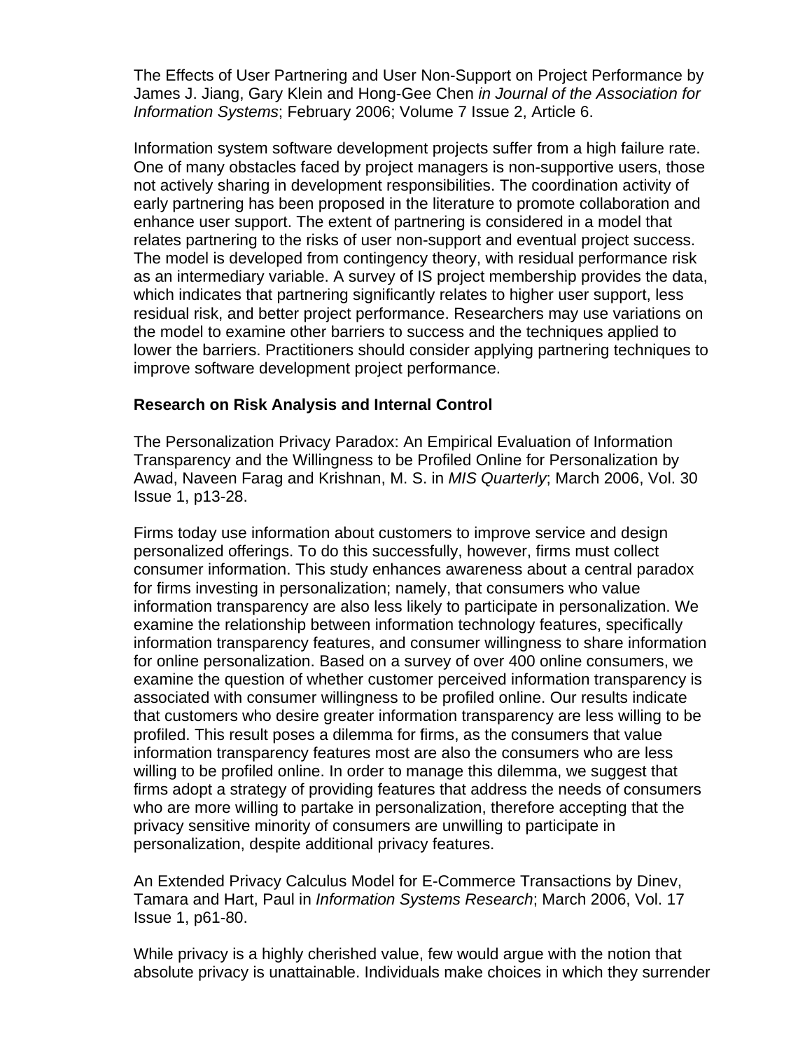The Effects of User Partnering and User Non-Support on Project Performance by James J. Jiang, Gary Klein and Hong-Gee Chen *in Journal of the Association for Information Systems*; February 2006; Volume 7 Issue 2, Article 6.

Information system software development projects suffer from a high failure rate. One of many obstacles faced by project managers is non-supportive users, those not actively sharing in development responsibilities. The coordination activity of early partnering has been proposed in the literature to promote collaboration and enhance user support. The extent of partnering is considered in a model that relates partnering to the risks of user non-support and eventual project success. The model is developed from contingency theory, with residual performance risk as an intermediary variable. A survey of IS project membership provides the data, which indicates that partnering significantly relates to higher user support, less residual risk, and better project performance. Researchers may use variations on the model to examine other barriers to success and the techniques applied to lower the barriers. Practitioners should consider applying partnering techniques to improve software development project performance.

**Research on Risk Analysis and Internal Control**

The Personalization Privacy Paradox: An Empirical Evaluation of Information Transparency and the Willingness to be Profiled Online for Personalization by Awad, Naveen Farag and Krishnan, M. S. in *MIS Quarterly*; March 2006, Vol. 30 Issue 1, p13-28.

Firms today use information about customers to improve service and design personalized offerings. To do this successfully, however, firms must collect consumer information. This study enhances awareness about a central paradox for firms investing in personalization; namely, that consumers who value information transparency are also less likely to participate in personalization. We examine the relationship between information technology features, specifically information transparency features, and consumer willingness to share information for online personalization. Based on a survey of over 400 online consumers, we examine the question of whether customer perceived information transparency is associated with consumer willingness to be profiled online. Our results indicate that customers who desire greater information transparency are less willing to be profiled. This result poses a dilemma for firms, as the consumers that value information transparency features most are also the consumers who are less willing to be profiled online. In order to manage this dilemma, we suggest that firms adopt a strategy of providing features that address the needs of consumers who are more willing to partake in personalization, therefore accepting that the privacy sensitive minority of consumers are unwilling to participate in personalization, despite additional privacy features.

An Extended Privacy Calculus Model for E-Commerce Transactions by Dinev, Tamara and Hart, Paul in *Information Systems Research*; March 2006, Vol. 17 Issue 1, p61-80.

While privacy is a highly cherished value, few would argue with the notion that absolute privacy is unattainable. Individuals make choices in which they surrender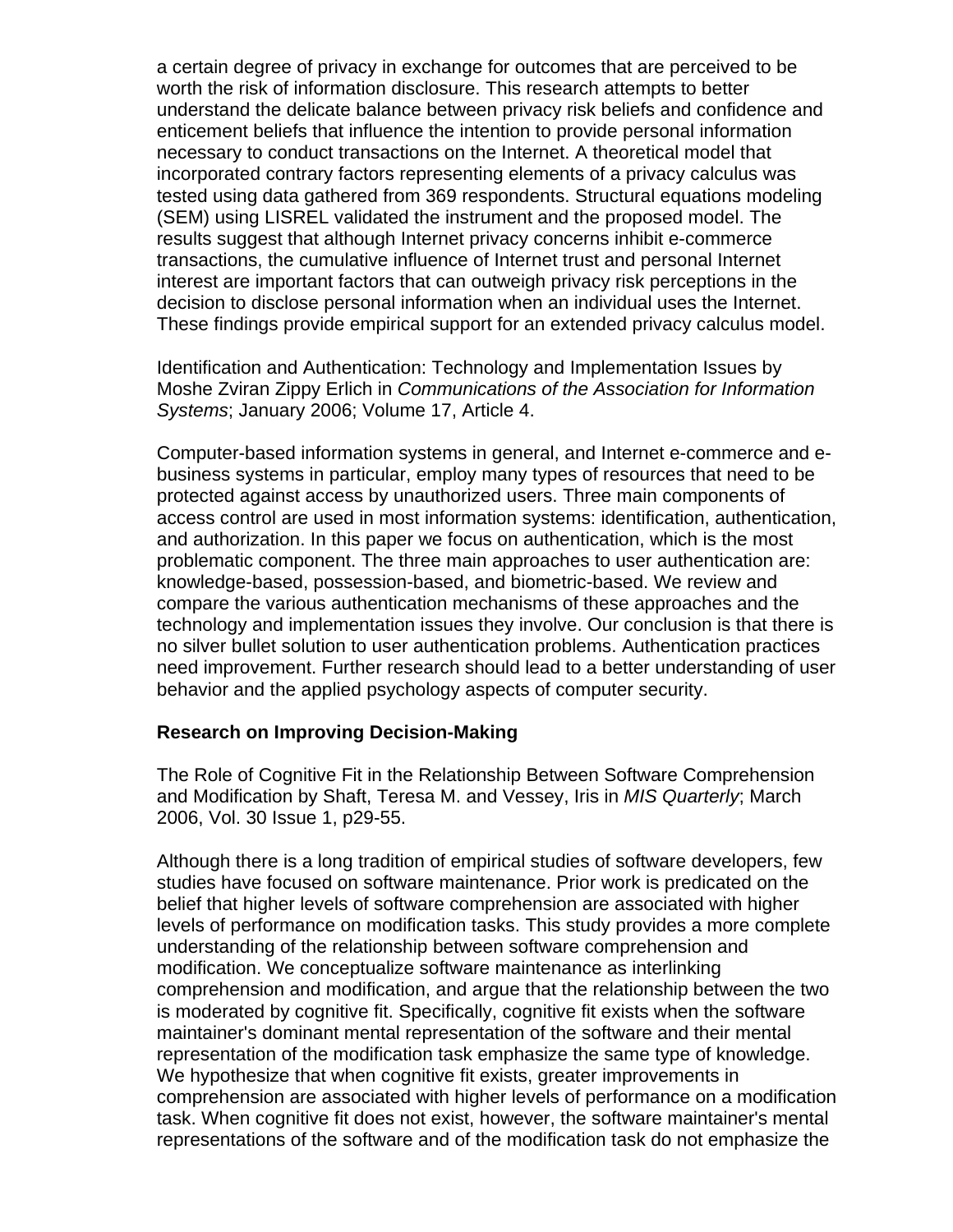a certain degree of privacy in exchange for outcomes that are perceived to be worth the risk of information disclosure. This research attempts to better understand the delicate balance between privacy risk beliefs and confidence and enticement beliefs that influence the intention to provide personal information necessary to conduct transactions on the Internet. A theoretical model that incorporated contrary factors representing elements of a privacy calculus was tested using data gathered from 369 respondents. Structural equations modeling (SEM) using LISREL validated the instrument and the proposed model. The results suggest that although Internet privacy concerns inhibit e-commerce transactions, the cumulative influence of Internet trust and personal Internet interest are important factors that can outweigh privacy risk perceptions in the decision to disclose personal information when an individual uses the Internet. These findings provide empirical support for an extended privacy calculus model.

Identification and Authentication: Technology and Implementation Issues by Moshe Zviran Zippy Erlich in *Communications of the Association for Information Systems*; January 2006; Volume 17, Article 4.

Computer-based information systems in general, and Internet e-commerce and e-business systems in particular, employ many types of resources that need to be protected against access by unauthorized users. Three main components of access control are used in most information systems: identification, authentication, and authorization. In this paper we focus on authentication, which is the most problematic component. The three main approaches to user authentication are: knowledge-based, possession-based, and biometric-based. We review and compare the various authentication mechanisms of these approaches and the technology and implementation issues they involve. Our conclusion is that there is no silver bullet solution to user authentication problems. Authentication practices need improvement. Further research should lead to a better understanding of user behavior and the applied psychology aspects of computer security.

**Research on Improving Decision-Making**

The Role of Cognitive Fit in the Relationship Between Software Comprehension and Modification by Shaft, Teresa M. and Vessey, Iris in *MIS Quarterly*; March 2006, Vol. 30 Issue 1, p29-55.

Although there is a long tradition of empirical studies of software developers, few studies have focused on software maintenance. Prior work is predicated on the belief that higher levels of software comprehension are associated with higher levels of performance on modification tasks. This study provides a more complete understanding of the relationship between software comprehension and modification. We conceptualize software maintenance as interlinking comprehension and modification, and argue that the relationship between the two is moderated by cognitive fit. Specifically, cognitive fit exists when the software maintainer's dominant mental representation of the software and their mental representation of the modification task emphasize the same type of knowledge. We hypothesize that when cognitive fit exists, greater improvements in comprehension are associated with higher levels of performance on a modification task. When cognitive fit does not exist, however, the software maintainer's mental representations of the software and of the modification task do not emphasize the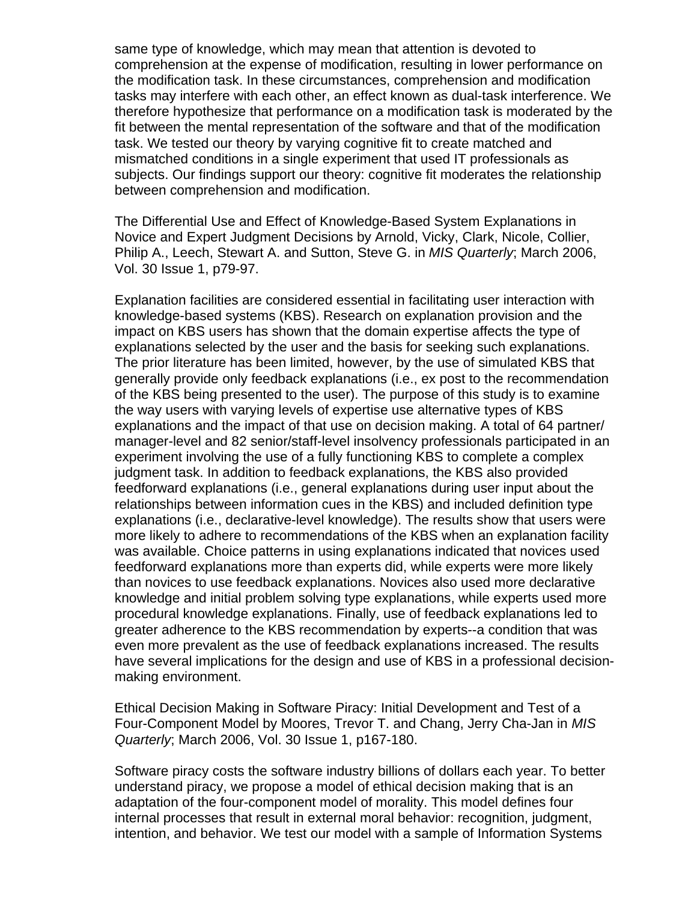same type of knowledge, which may mean that attention is devoted to comprehension at the expense of modification, resulting in lower performance on the modification task. In these circumstances, comprehension and modification tasks may interfere with each other, an effect known as dual-task interference. We therefore hypothesize that performance on a modification task is moderated by the fit between the mental representation of the software and that of the modification task. We tested our theory by varying cognitive fit to create matched and mismatched conditions in a single experiment that used IT professionals as subjects. Our findings support our theory: cognitive fit moderates the relationship between comprehension and modification.

The Differential Use and Effect of Knowledge-Based System Explanations in Novice and Expert Judgment Decisions by Arnold, Vicky, Clark, Nicole, Collier, Philip A., Leech, Stewart A. and Sutton, Steve G. in *MIS Quarterly*; March 2006, Vol. 30 Issue 1, p79-97.

Explanation facilities are considered essential in facilitating user interaction with knowledge-based systems (KBS). Research on explanation provision and the impact on KBS users has shown that the domain expertise affects the type of explanations selected by the user and the basis for seeking such explanations. The prior literature has been limited, however, by the use of simulated KBS that generally provide only feedback explanations (i.e., ex post to the recommendation of the KBS being presented to the user). The purpose of this study is to examine the way users with varying levels of expertise use alternative types of KBS explanations and the impact of that use on decision making. A total of 64 partner/ manager-level and 82 senior/staff-level insolvency professionals participated in an experiment involving the use of a fully functioning KBS to complete a complex judgment task. In addition to feedback explanations, the KBS also provided feedforward explanations (i.e., general explanations during user input about the relationships between information cues in the KBS) and included definition type explanations (i.e., declarative-level knowledge). The results show that users were more likely to adhere to recommendations of the KBS when an explanation facility was available. Choice patterns in using explanations indicated that novices used feedforward explanations more than experts did, while experts were more likely than novices to use feedback explanations. Novices also used more declarative knowledge and initial problem solving type explanations, while experts used more procedural knowledge explanations. Finally, use of feedback explanations led to greater adherence to the KBS recommendation by experts--a condition that was even more prevalent as the use of feedback explanations increased. The results have several implications for the design and use of KBS in a professional decision-making environment.

Ethical Decision Making in Software Piracy: Initial Development and Test of a Four-Component Model by Moores, Trevor T. and Chang, Jerry Cha-Jan in *MIS Quarterly*; March 2006, Vol. 30 Issue 1, p167-180.

Software piracy costs the software industry billions of dollars each year. To better understand piracy, we propose a model of ethical decision making that is an adaptation of the four-component model of morality. This model defines four internal processes that result in external moral behavior: recognition, judgment, intention, and behavior. We test our model with a sample of Information Systems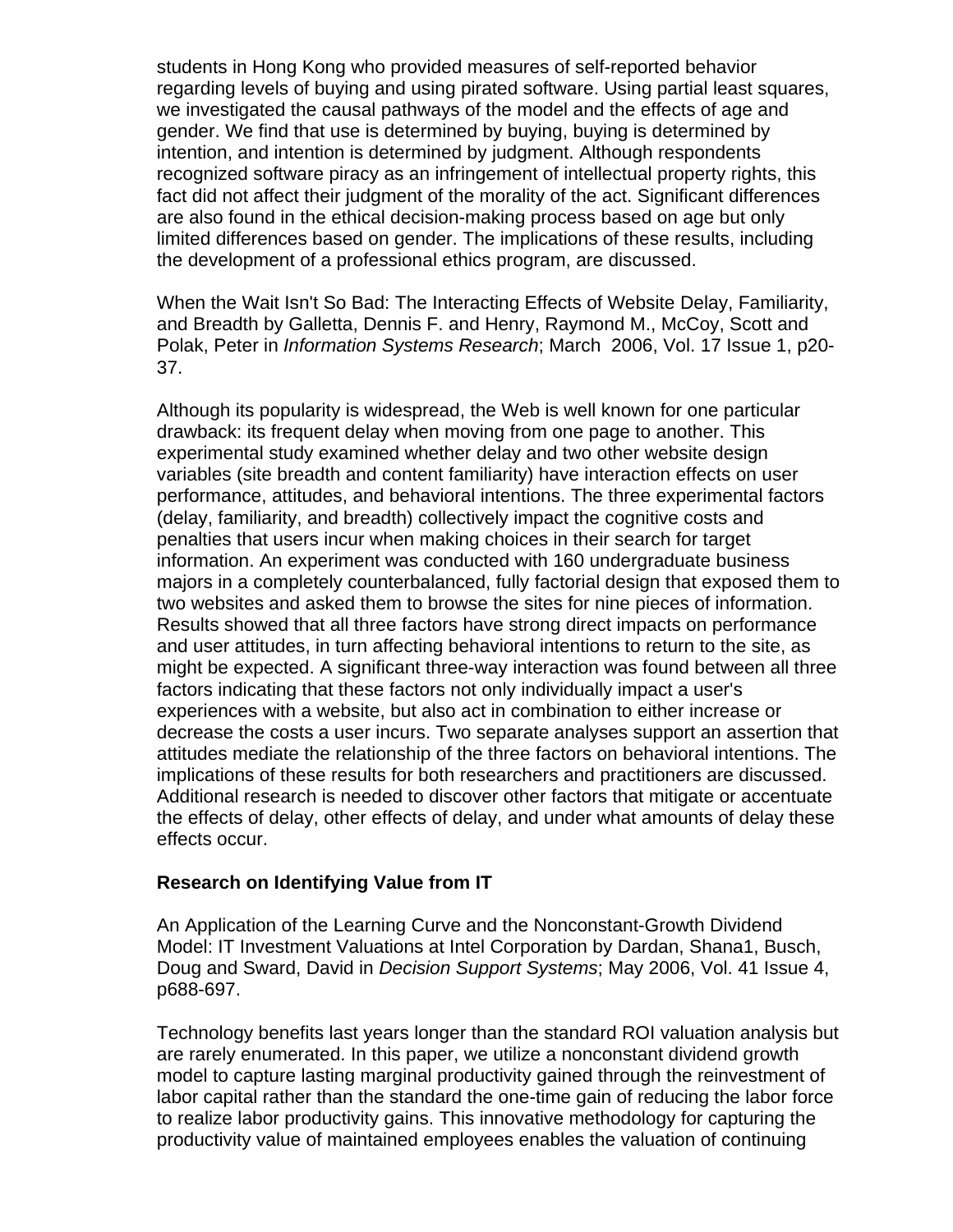students in Hong Kong who provided measures of self-reported behavior regarding levels of buying and using pirated software. Using partial least squares, we investigated the causal pathways of the model and the effects of age and gender. We find that use is determined by buying, buying is determined by intention, and intention is determined by judgment. Although respondents recognized software piracy as an infringement of intellectual property rights, this fact did not affect their judgment of the morality of the act. Significant differences are also found in the ethical decision-making process based on age but only limited differences based on gender. The implications of these results, including the development of a professional ethics program, are discussed.

When the Wait Isn't So Bad: The Interacting Effects of Website Delay, Familiarity, and Breadth by Galletta, Dennis F. and Henry, Raymond M., McCoy, Scott and Polak, Peter in *Information Systems Research*; March 2006, Vol. 17 Issue 1, p20-37.

Although its popularity is widespread, the Web is well known for one particular drawback: its frequent delay when moving from one page to another. This experimental study examined whether delay and two other website design variables (site breadth and content familiarity) have interaction effects on user performance, attitudes, and behavioral intentions. The three experimental factors (delay, familiarity, and breadth) collectively impact the cognitive costs and penalties that users incur when making choices in their search for target information. An experiment was conducted with 160 undergraduate business majors in a completely counterbalanced, fully factorial design that exposed them to two websites and asked them to browse the sites for nine pieces of information. Results showed that all three factors have strong direct impacts on performance and user attitudes, in turn affecting behavioral intentions to return to the site, as might be expected. A significant three-way interaction was found between all three factors indicating that these factors not only individually impact a user's experiences with a website, but also act in combination to either increase or decrease the costs a user incurs. Two separate analyses support an assertion that attitudes mediate the relationship of the three factors on behavioral intentions. The implications of these results for both researchers and practitioners are discussed. Additional research is needed to discover other factors that mitigate or accentuate the effects of delay, other effects of delay, and under what amounts of delay these effects occur.

**Research on Identifying Value from IT**

An Application of the Learning Curve and the Nonconstant-Growth Dividend Model: IT Investment Valuations at Intel Corporation by Dardan, Shana1, Busch, Doug and Sward, David in *Decision Support Systems*; May 2006, Vol. 41 Issue 4, p688-697.

Technology benefits last years longer than the standard ROI valuation analysis but are rarely enumerated. In this paper, we utilize a nonconstant dividend growth model to capture lasting marginal productivity gained through the reinvestment of labor capital rather than the standard the one-time gain of reducing the labor force to realize labor productivity gains. This innovative methodology for capturing the productivity value of maintained employees enables the valuation of continuing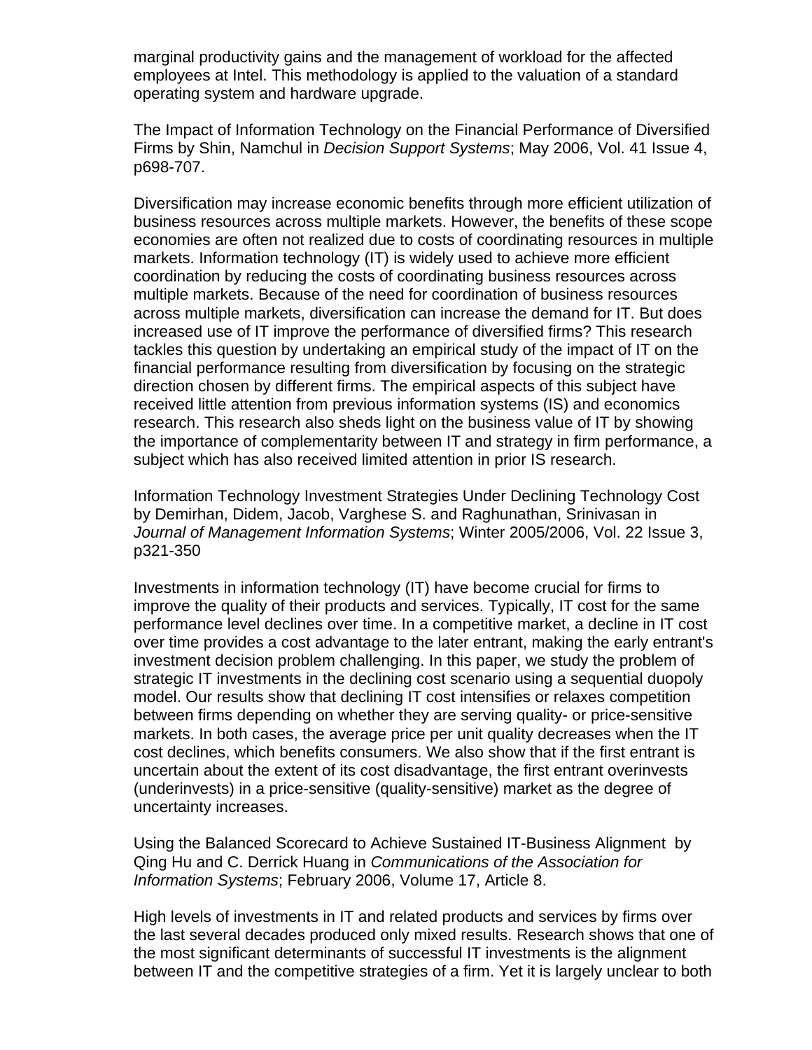marginal productivity gains and the management of workload for the affected employees at Intel. This methodology is applied to the valuation of a standard operating system and hardware upgrade.

The Impact of Information Technology on the Financial Performance of Diversified Firms by Shin, Namchul in *Decision Support Systems*; May 2006, Vol. 41 Issue 4, p698-707.

Diversification may increase economic benefits through more efficient utilization of business resources across multiple markets. However, the benefits of these scope economies are often not realized due to costs of coordinating resources in multiple markets. Information technology (IT) is widely used to achieve more efficient coordination by reducing the costs of coordinating business resources across multiple markets. Because of the need for coordination of business resources across multiple markets, diversification can increase the demand for IT. But does increased use of IT improve the performance of diversified firms? This research tackles this question by undertaking an empirical study of the impact of IT on the financial performance resulting from diversification by focusing on the strategic direction chosen by different firms. The empirical aspects of this subject have received little attention from previous information systems (IS) and economics research. This research also sheds light on the business value of IT by showing the importance of complementarity between IT and strategy in firm performance, a subject which has also received limited attention in prior IS research.

Information Technology Investment Strategies Under Declining Technology Cost by Demirhan, Didem, Jacob, Varghese S. and Raghunathan, Srinivasan in *Journal of Management Information Systems*; Winter 2005/2006, Vol. 22 Issue 3, p321-350

Investments in information technology (IT) have become crucial for firms to improve the quality of their products and services. Typically, IT cost for the same performance level declines over time. In a competitive market, a decline in IT cost over time provides a cost advantage to the later entrant, making the early entrant's investment decision problem challenging. In this paper, we study the problem of strategic IT investments in the declining cost scenario using a sequential duopoly model. Our results show that declining IT cost intensifies or relaxes competition between firms depending on whether they are serving quality- or price-sensitive markets. In both cases, the average price per unit quality decreases when the IT cost declines, which benefits consumers. We also show that if the first entrant is uncertain about the extent of its cost disadvantage, the first entrant overinvests (underinvests) in a price-sensitive (quality-sensitive) market as the degree of uncertainty increases.

Using the Balanced Scorecard to Achieve Sustained IT-Business Alignment by Qing Hu and C. Derrick Huang in *Communications of the Association for Information Systems*; February 2006, Volume 17, Article 8.

High levels of investments in IT and related products and services by firms over the last several decades produced only mixed results. Research shows that one of the most significant determinants of successful IT investments is the alignment between IT and the competitive strategies of a firm. Yet it is largely unclear to both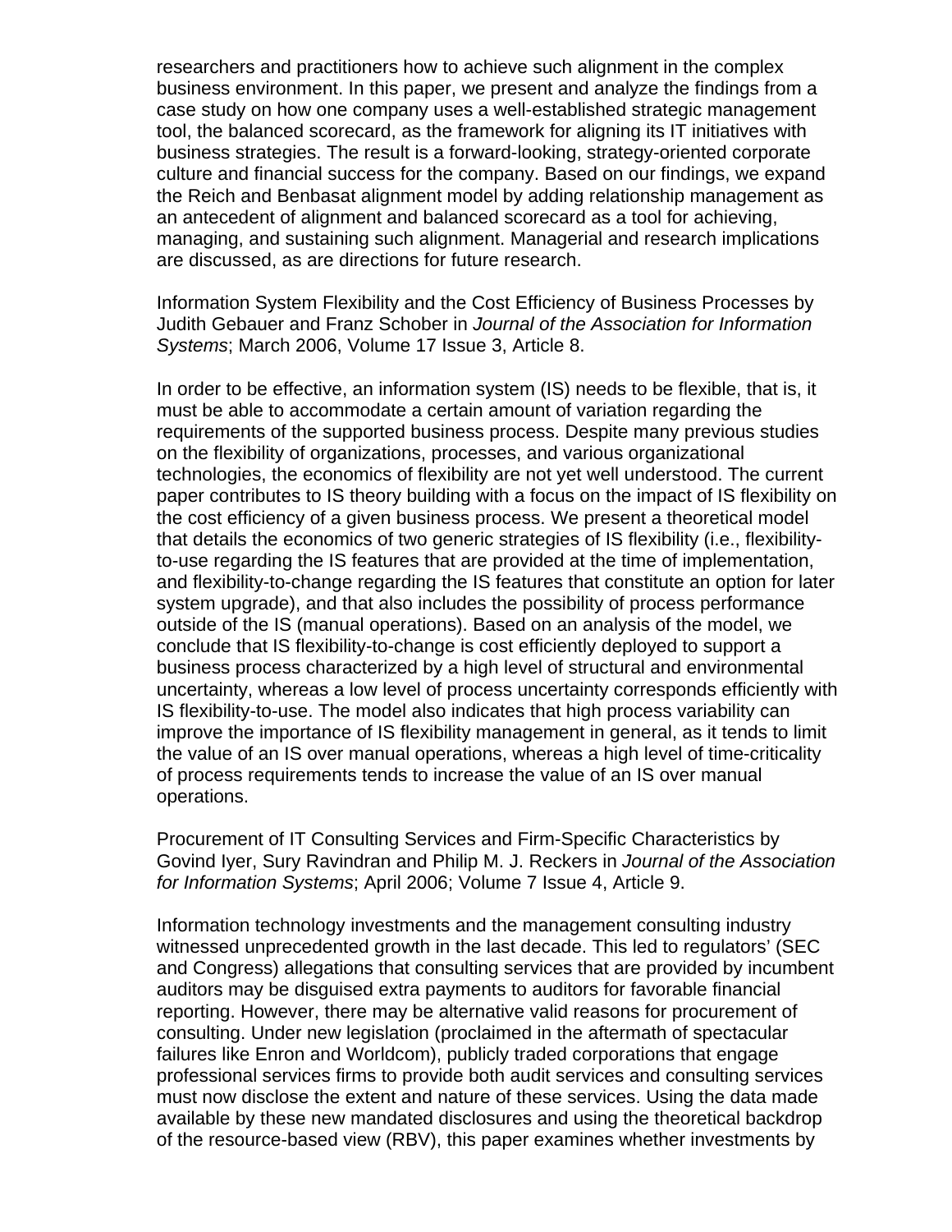researchers and practitioners how to achieve such alignment in the complex business environment. In this paper, we present and analyze the findings from a case study on how one company uses a well-established strategic management tool, the balanced scorecard, as the framework for aligning its IT initiatives with business strategies. The result is a forward-looking, strategy-oriented corporate culture and financial success for the company. Based on our findings, we expand the Reich and Benbasat alignment model by adding relationship management as an antecedent of alignment and balanced scorecard as a tool for achieving, managing, and sustaining such alignment. Managerial and research implications are discussed, as are directions for future research.

Information System Flexibility and the Cost Efficiency of Business Processes by Judith Gebauer and Franz Schober in *Journal of the Association for Information Systems*; March 2006, Volume 17 Issue 3, Article 8.

In order to be effective, an information system (IS) needs to be flexible, that is, it must be able to accommodate a certain amount of variation regarding the requirements of the supported business process. Despite many previous studies on the flexibility of organizations, processes, and various organizational technologies, the economics of flexibility are not yet well understood. The current paper contributes to IS theory building with a focus on the impact of IS flexibility on the cost efficiency of a given business process. We present a theoretical model that details the economics of two generic strategies of IS flexibility (i.e., flexibility-to-use regarding the IS features that are provided at the time of implementation, and flexibility-to-change regarding the IS features that constitute an option for later system upgrade), and that also includes the possibility of process performance outside of the IS (manual operations). Based on an analysis of the model, we conclude that IS flexibility-to-change is cost efficiently deployed to support a business process characterized by a high level of structural and environmental uncertainty, whereas a low level of process uncertainty corresponds efficiently with IS flexibility-to-use. The model also indicates that high process variability can improve the importance of IS flexibility management in general, as it tends to limit the value of an IS over manual operations, whereas a high level of time-criticality of process requirements tends to increase the value of an IS over manual operations.

Procurement of IT Consulting Services and Firm-Specific Characteristics by Govind Iyer, Sury Ravindran and Philip M. J. Reckers in *Journal of the Association for Information Systems*; April 2006; Volume 7 Issue 4, Article 9.

Information technology investments and the management consulting industry witnessed unprecedented growth in the last decade. This led to regulators' (SEC and Congress) allegations that consulting services that are provided by incumbent auditors may be disguised extra payments to auditors for favorable financial reporting. However, there may be alternative valid reasons for procurement of consulting. Under new legislation (proclaimed in the aftermath of spectacular failures like Enron and Worldcom), publicly traded corporations that engage professional services firms to provide both audit services and consulting services must now disclose the extent and nature of these services. Using the data made available by these new mandated disclosures and using the theoretical backdrop of the resource-based view (RBV), this paper examines whether investments by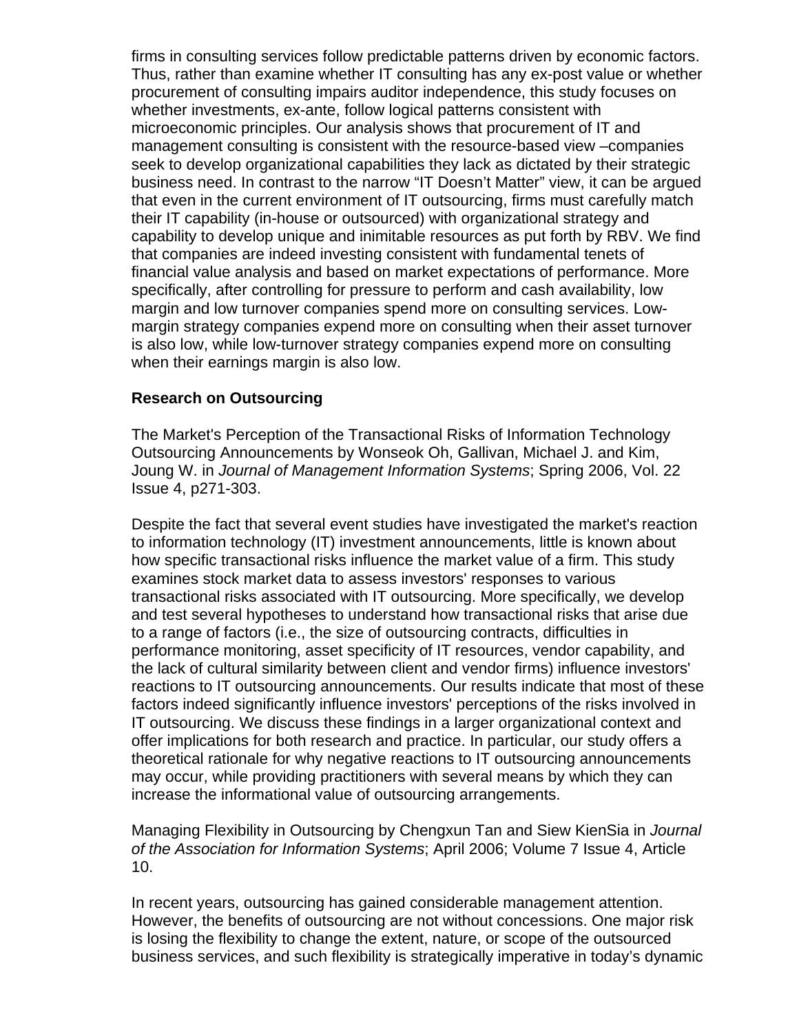firms in consulting services follow predictable patterns driven by economic factors. Thus, rather than examine whether IT consulting has any ex-post value or whether procurement of consulting impairs auditor independence, this study focuses on whether investments, ex-ante, follow logical patterns consistent with microeconomic principles. Our analysis shows that procurement of IT and management consulting is consistent with the resource-based view –companies seek to develop organizational capabilities they lack as dictated by their strategic business need. In contrast to the narrow "IT Doesn't Matter" view, it can be argued that even in the current environment of IT outsourcing, firms must carefully match their IT capability (in-house or outsourced) with organizational strategy and capability to develop unique and inimitable resources as put forth by RBV. We find that companies are indeed investing consistent with fundamental tenets of financial value analysis and based on market expectations of performance. More specifically, after controlling for pressure to perform and cash availability, low margin and low turnover companies spend more on consulting services. Low-margin strategy companies expend more on consulting when their asset turnover is also low, while low-turnover strategy companies expend more on consulting when their earnings margin is also low.

**Research on Outsourcing**

The Market's Perception of the Transactional Risks of Information Technology Outsourcing Announcements by Wonseok Oh, Gallivan, Michael J. and Kim, Joung W. in *Journal of Management Information Systems*; Spring 2006, Vol. 22 Issue 4, p271-303.

Despite the fact that several event studies have investigated the market's reaction to information technology (IT) investment announcements, little is known about how specific transactional risks influence the market value of a firm. This study examines stock market data to assess investors' responses to various transactional risks associated with IT outsourcing. More specifically, we develop and test several hypotheses to understand how transactional risks that arise due to a range of factors (i.e., the size of outsourcing contracts, difficulties in performance monitoring, asset specificity of IT resources, vendor capability, and the lack of cultural similarity between client and vendor firms) influence investors' reactions to IT outsourcing announcements. Our results indicate that most of these factors indeed significantly influence investors' perceptions of the risks involved in IT outsourcing. We discuss these findings in a larger organizational context and offer implications for both research and practice. In particular, our study offers a theoretical rationale for why negative reactions to IT outsourcing announcements may occur, while providing practitioners with several means by which they can increase the informational value of outsourcing arrangements.

Managing Flexibility in Outsourcing by Chengxun Tan and Siew KienSia in *Journal of the Association for Information Systems*; April 2006; Volume 7 Issue 4, Article 10.

In recent years, outsourcing has gained considerable management attention. However, the benefits of outsourcing are not without concessions. One major risk is losing the flexibility to change the extent, nature, or scope of the outsourced business services, and such flexibility is strategically imperative in today's dynamic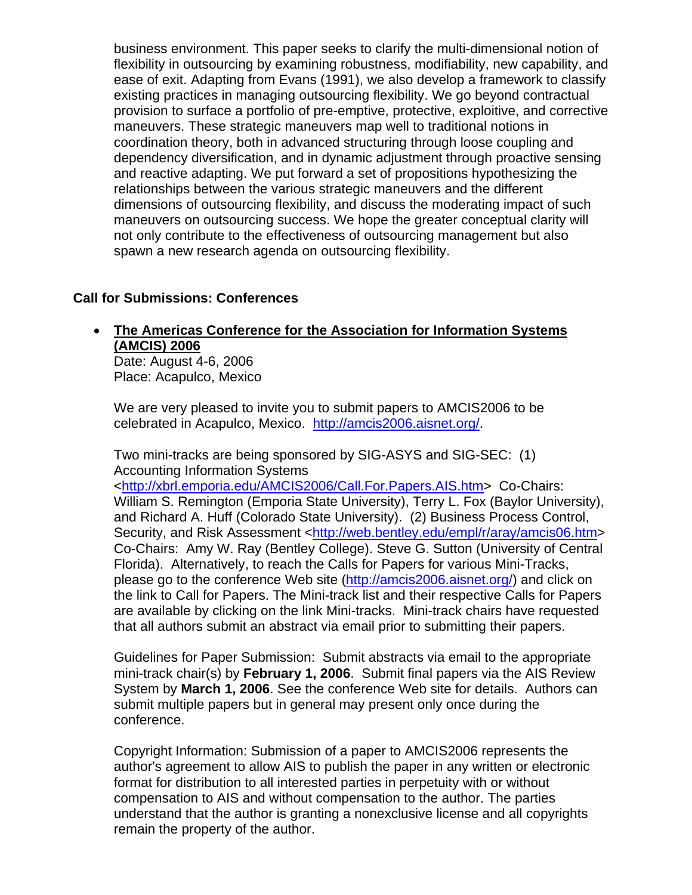business environment. This paper seeks to clarify the multi-dimensional notion of flexibility in outsourcing by examining robustness, modifiability, new capability, and ease of exit. Adapting from Evans (1991), we also develop a framework to classify existing practices in managing outsourcing flexibility. We go beyond contractual provision to surface a portfolio of pre-emptive, protective, exploitive, and corrective maneuvers. These strategic maneuvers map well to traditional notions in coordination theory, both in advanced structuring through loose coupling and dependency diversification, and in dynamic adjustment through proactive sensing and reactive adapting. We put forward a set of propositions hypothesizing the relationships between the various strategic maneuvers and the different dimensions of outsourcing flexibility, and discuss the moderating impact of such maneuvers on outsourcing success. We hope the greater conceptual clarity will not only contribute to the effectiveness of outsourcing management but also spawn a new research agenda on outsourcing flexibility.

### Call for Submissions: Conferences

- **The Americas Conference for the Association for Information Systems (AMCIS) 2006**
  Date: August 4-6, 2006
  Place: Acapulco, Mexico

  We are very pleased to invite you to submit papers to AMCIS2006 to be celebrated in Acapulco, Mexico. http://amcis2006.aisnet.org/.

  Two mini-tracks are being sponsored by SIG-ASYS and SIG-SEC: (1) Accounting Information Systems <http://xbrl.emporia.edu/AMCIS2006/Call.For.Papers.AIS.htm> Co-Chairs: William S. Remington (Emporia State University), Terry L. Fox (Baylor University), and Richard A. Huff (Colorado State University). (2) Business Process Control, Security, and Risk Assessment <http://web.bentley.edu/empl/r/aray/amcis06.htm> Co-Chairs: Amy W. Ray (Bentley College). Steve G. Sutton (University of Central Florida). Alternatively, to reach the Calls for Papers for various Mini-Tracks, please go to the conference Web site (http://amcis2006.aisnet.org/) and click on the link to Call for Papers. The Mini-track list and their respective Calls for Papers are available by clicking on the link Mini-tracks. Mini-track chairs have requested that all authors submit an abstract via email prior to submitting their papers.

  Guidelines for Paper Submission: Submit abstracts via email to the appropriate mini-track chair(s) by **February 1, 2006**. Submit final papers via the AIS Review System by **March 1, 2006**. See the conference Web site for details. Authors can submit multiple papers but in general may present only once during the conference.

  Copyright Information: Submission of a paper to AMCIS2006 represents the author's agreement to allow AIS to publish the paper in any written or electronic format for distribution to all interested parties in perpetuity with or without compensation to AIS and without compensation to the author. The parties understand that the author is granting a nonexclusive license and all copyrights remain the property of the author.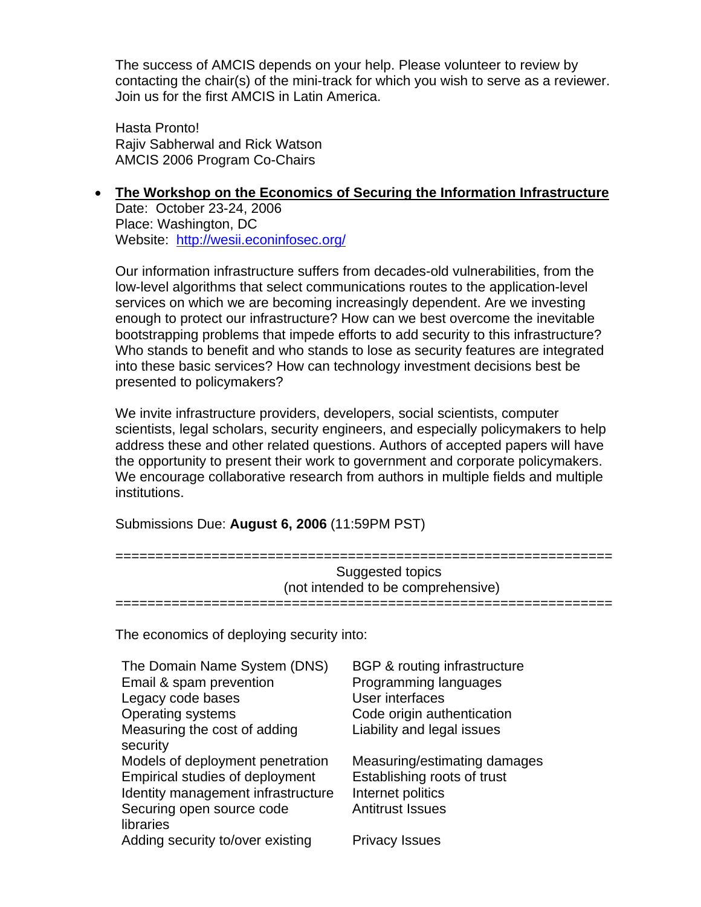The success of AMCIS depends on your help. Please volunteer to review by contacting the chair(s) of the mini-track for which you wish to serve as a reviewer. Join us for the first AMCIS in Latin America.

Hasta Pronto!
Rajiv Sabherwal and Rick Watson
AMCIS 2006 Program Co-Chairs

- **The Workshop on the Economics of Securing the Information Infrastructure**
  Date: October 23-24, 2006
  Place: Washington, DC
  Website: http://wesii.econinfosec.org/

  Our information infrastructure suffers from decades-old vulnerabilities, from the low-level algorithms that select communications routes to the application-level services on which we are becoming increasingly dependent. Are we investing enough to protect our infrastructure? How can we best overcome the inevitable bootstrapping problems that impede efforts to add security to this infrastructure? Who stands to benefit and who stands to lose as security features are integrated into these basic services? How can technology investment decisions best be presented to policymakers?

  We invite infrastructure providers, developers, social scientists, computer scientists, legal scholars, security engineers, and especially policymakers to help address these and other related questions. Authors of accepted papers will have the opportunity to present their work to government and corporate policymakers. We encourage collaborative research from authors in multiple fields and multiple institutions.

  Submissions Due: **August 6, 2006** (11:59PM PST)

  ```
  ================================================================
                          Suggested topics
                  (not intended to be comprehensive)
  ================================================================
  ```

  The economics of deploying security into:

  | | |
  |---|---|
  | The Domain Name System (DNS) | BGP & routing infrastructure |
  | Email & spam prevention | Programming languages |
  | Legacy code bases | User interfaces |
  | Operating systems | Code origin authentication |
  | Measuring the cost of adding security | Liability and legal issues |
  | Models of deployment penetration | Measuring/estimating damages |
  | Empirical studies of deployment | Establishing roots of trust |
  | Identity management infrastructure | Internet politics |
  | Securing open source code libraries | Antitrust Issues |
  | Adding security to/over existing | Privacy Issues |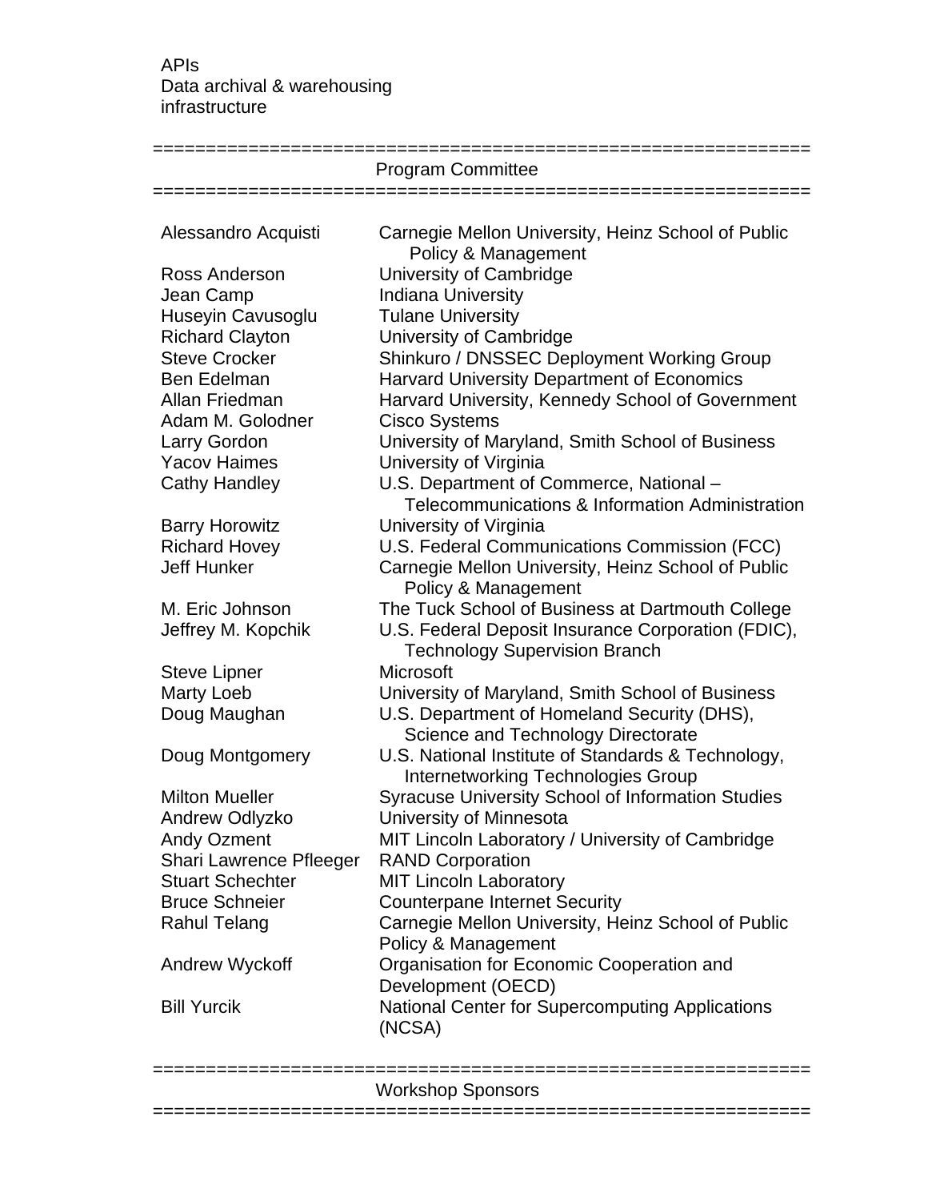APIs
Data archival & warehousing infrastructure

```
==============================================================
```

## Program Committee

```
==============================================================
```

| Name | Affiliation |
|---|---|
| Alessandro Acquisti | Carnegie Mellon University, Heinz School of Public Policy & Management |
| Ross Anderson | University of Cambridge |
| Jean Camp | Indiana University |
| Huseyin Cavusoglu | Tulane University |
| Richard Clayton | University of Cambridge |
| Steve Crocker | Shinkuro / DNSSEC Deployment Working Group |
| Ben Edelman | Harvard University Department of Economics |
| Allan Friedman | Harvard University, Kennedy School of Government |
| Adam M. Golodner | Cisco Systems |
| Larry Gordon | University of Maryland, Smith School of Business |
| Yacov Haimes | University of Virginia |
| Cathy Handley | U.S. Department of Commerce, National – Telecommunications & Information Administration |
| Barry Horowitz | University of Virginia |
| Richard Hovey | U.S. Federal Communications Commission (FCC) |
| Jeff Hunker | Carnegie Mellon University, Heinz School of Public Policy & Management |
| M. Eric Johnson | The Tuck School of Business at Dartmouth College |
| Jeffrey M. Kopchik | U.S. Federal Deposit Insurance Corporation (FDIC), Technology Supervision Branch |
| Steve Lipner | Microsoft |
| Marty Loeb | University of Maryland, Smith School of Business |
| Doug Maughan | U.S. Department of Homeland Security (DHS), Science and Technology Directorate |
| Doug Montgomery | U.S. National Institute of Standards & Technology, Internetworking Technologies Group |
| Milton Mueller | Syracuse University School of Information Studies |
| Andrew Odlyzko | University of Minnesota |
| Andy Ozment | MIT Lincoln Laboratory / University of Cambridge |
| Shari Lawrence Pfleeger | RAND Corporation |
| Stuart Schechter | MIT Lincoln Laboratory |
| Bruce Schneier | Counterpane Internet Security |
| Rahul Telang | Carnegie Mellon University, Heinz School of Public Policy & Management |
| Andrew Wyckoff | Organisation for Economic Cooperation and Development (OECD) |
| Bill Yurcik | National Center for Supercomputing Applications (NCSA) |

```
==============================================================
```

## Workshop Sponsors

```
==============================================================
```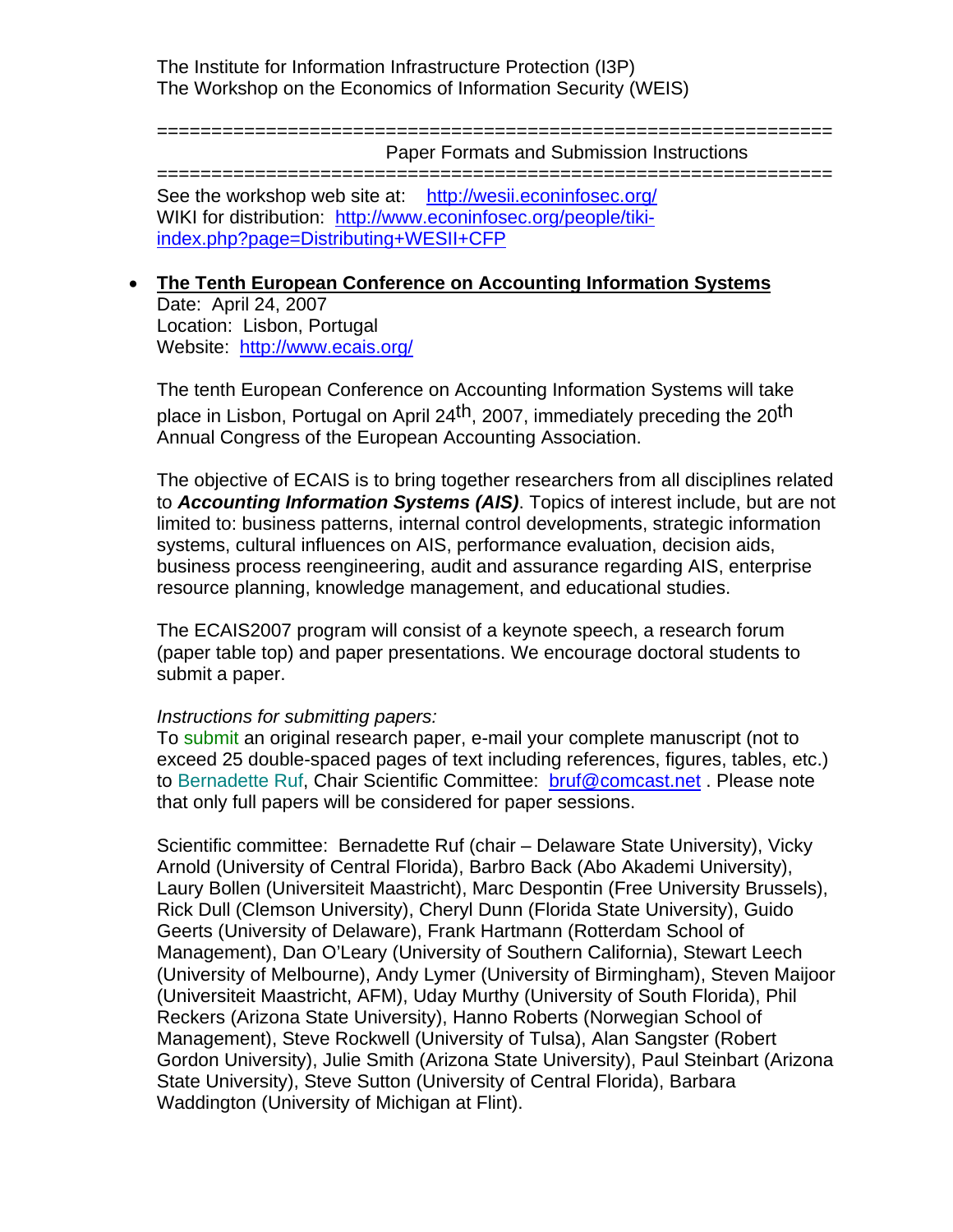The Institute for Information Infrastructure Protection (I3P)
The Workshop on the Economics of Information Security (WEIS)

==============================================================

Paper Formats and Submission Instructions

==============================================================

See the workshop web site at: http://wesii.econinfosec.org/
WIKI for distribution: http://www.econinfosec.org/people/tiki-index.php?page=Distributing+WESII+CFP

- **The Tenth European Conference on Accounting Information Systems**
  Date: April 24, 2007
  Location: Lisbon, Portugal
  Website: http://www.ecais.org/

  The tenth European Conference on Accounting Information Systems will take place in Lisbon, Portugal on April 24th, 2007, immediately preceding the 20th Annual Congress of the European Accounting Association.

  The objective of ECAIS is to bring together researchers from all disciplines related to ***Accounting Information Systems (AIS)***. Topics of interest include, but are not limited to: business patterns, internal control developments, strategic information systems, cultural influences on AIS, performance evaluation, decision aids, business process reengineering, audit and assurance regarding AIS, enterprise resource planning, knowledge management, and educational studies.

  The ECAIS2007 program will consist of a keynote speech, a research forum (paper table top) and paper presentations. We encourage doctoral students to submit a paper.

  *Instructions for submitting papers:*
  To submit an original research paper, e-mail your complete manuscript (not to exceed 25 double-spaced pages of text including references, figures, tables, etc.) to Bernadette Ruf, Chair Scientific Committee: bruf@comcast.net . Please note that only full papers will be considered for paper sessions.

  Scientific committee: Bernadette Ruf (chair – Delaware State University), Vicky Arnold (University of Central Florida), Barbro Back (Abo Akademi University), Laury Bollen (Universiteit Maastricht), Marc Despontin (Free University Brussels), Rick Dull (Clemson University), Cheryl Dunn (Florida State University), Guido Geerts (University of Delaware), Frank Hartmann (Rotterdam School of Management), Dan O'Leary (University of Southern California), Stewart Leech (University of Melbourne), Andy Lymer (University of Birmingham), Steven Maijoor (Universiteit Maastricht, AFM), Uday Murthy (University of South Florida), Phil Reckers (Arizona State University), Hanno Roberts (Norwegian School of Management), Steve Rockwell (University of Tulsa), Alan Sangster (Robert Gordon University), Julie Smith (Arizona State University), Paul Steinbart (Arizona State University), Steve Sutton (University of Central Florida), Barbara Waddington (University of Michigan at Flint).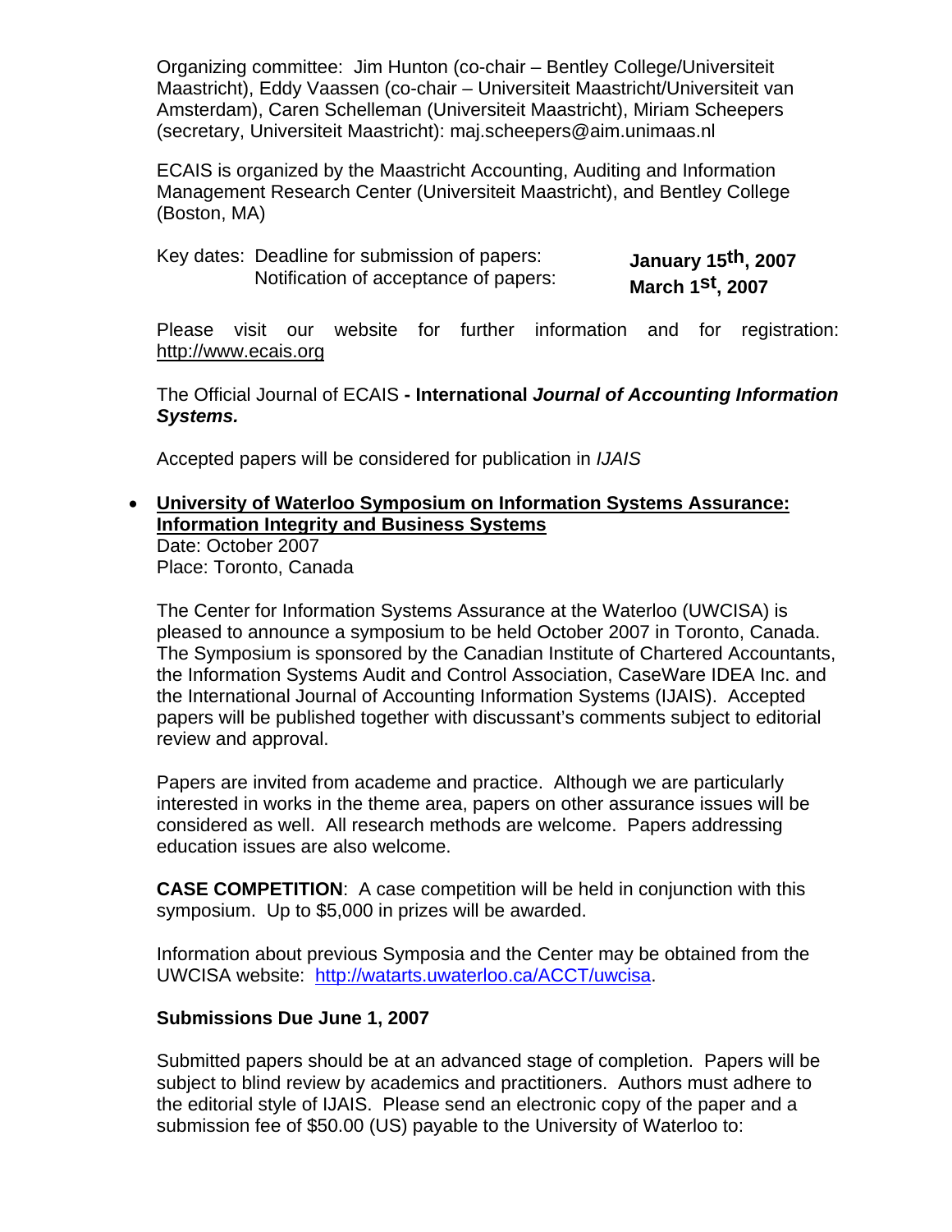Organizing committee: Jim Hunton (co-chair – Bentley College/Universiteit Maastricht), Eddy Vaassen (co-chair – Universiteit Maastricht/Universiteit van Amsterdam), Caren Schelleman (Universiteit Maastricht), Miriam Scheepers (secretary, Universiteit Maastricht): maj.scheepers@aim.unimaas.nl

ECAIS is organized by the Maastricht Accounting, Auditing and Information Management Research Center (Universiteit Maastricht), and Bentley College (Boston, MA)

Key dates: Deadline for submission of papers: **January 15th, 2007**
Notification of acceptance of papers: **March 1st, 2007**

Please visit our website for further information and for registration: http://www.ecais.org

The Official Journal of ECAIS **- International *Journal of Accounting Information Systems.***

Accepted papers will be considered for publication in *IJAIS*

- **University of Waterloo Symposium on Information Systems Assurance: Information Integrity and Business Systems**
  Date: October 2007
  Place: Toronto, Canada

  The Center for Information Systems Assurance at the Waterloo (UWCISA) is pleased to announce a symposium to be held October 2007 in Toronto, Canada. The Symposium is sponsored by the Canadian Institute of Chartered Accountants, the Information Systems Audit and Control Association, CaseWare IDEA Inc. and the International Journal of Accounting Information Systems (IJAIS). Accepted papers will be published together with discussant's comments subject to editorial review and approval.

  Papers are invited from academe and practice. Although we are particularly interested in works in the theme area, papers on other assurance issues will be considered as well. All research methods are welcome. Papers addressing education issues are also welcome.

  **CASE COMPETITION**: A case competition will be held in conjunction with this symposium. Up to $5,000 in prizes will be awarded.

  Information about previous Symposia and the Center may be obtained from the UWCISA website: http://watarts.uwaterloo.ca/ACCT/uwcisa.

  **Submissions Due June 1, 2007**

  Submitted papers should be at an advanced stage of completion. Papers will be subject to blind review by academics and practitioners. Authors must adhere to the editorial style of IJAIS. Please send an electronic copy of the paper and a submission fee of $50.00 (US) payable to the University of Waterloo to: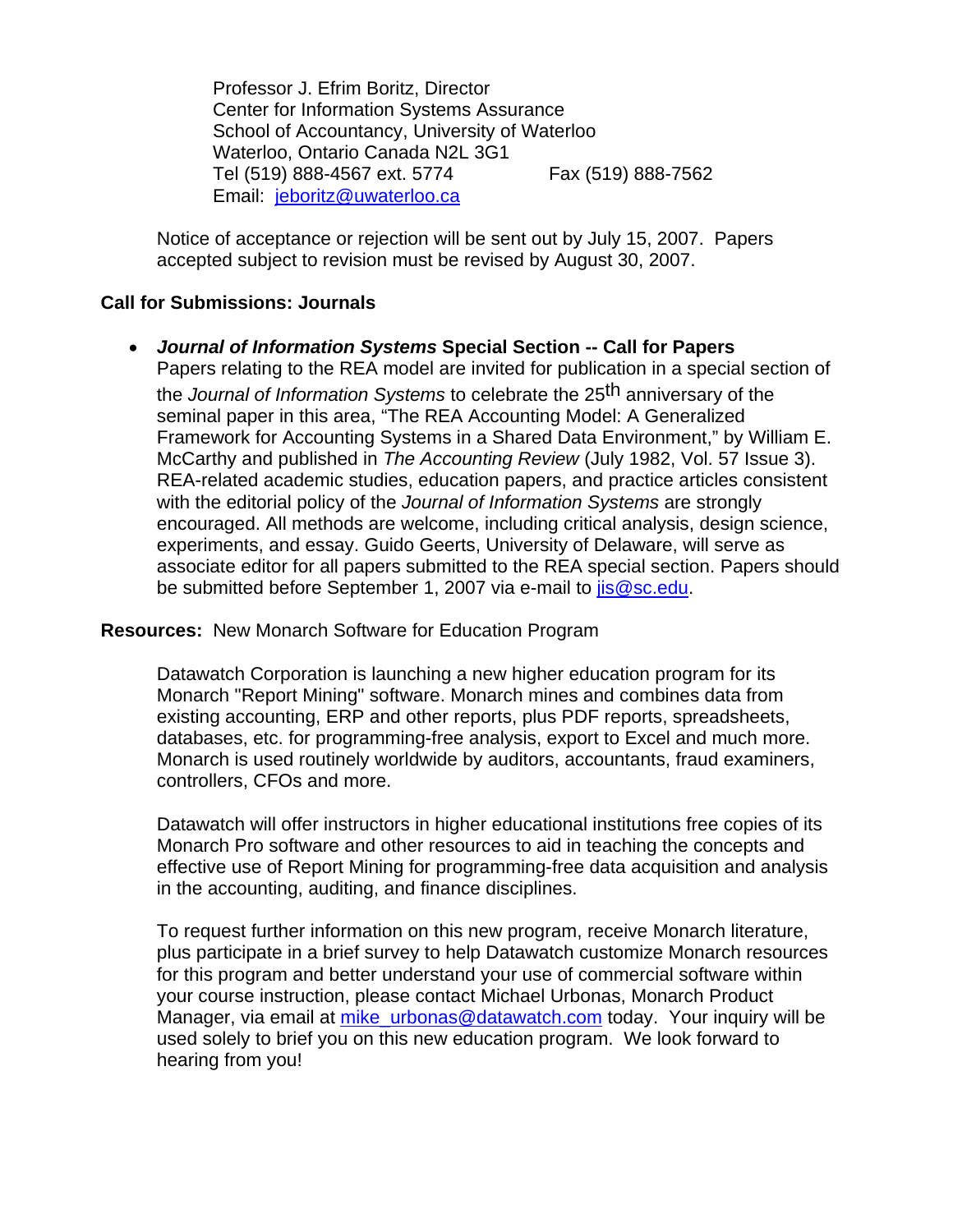Professor J. Efrim Boritz, Director
Center for Information Systems Assurance
School of Accountancy, University of Waterloo
Waterloo, Ontario Canada N2L 3G1
Tel (519) 888-4567 ext. 5774 Fax (519) 888-7562
Email: jeboritz@uwaterloo.ca

Notice of acceptance or rejection will be sent out by July 15, 2007. Papers accepted subject to revision must be revised by August 30, 2007.

**Call for Submissions: Journals**

- ***Journal of Information Systems* Special Section -- Call for Papers**
  Papers relating to the REA model are invited for publication in a special section of the *Journal of Information Systems* to celebrate the 25th anniversary of the seminal paper in this area, "The REA Accounting Model: A Generalized Framework for Accounting Systems in a Shared Data Environment," by William E. McCarthy and published in *The Accounting Review* (July 1982, Vol. 57 Issue 3). REA-related academic studies, education papers, and practice articles consistent with the editorial policy of the *Journal of Information Systems* are strongly encouraged. All methods are welcome, including critical analysis, design science, experiments, and essay. Guido Geerts, University of Delaware, will serve as associate editor for all papers submitted to the REA special section. Papers should be submitted before September 1, 2007 via e-mail to jis@sc.edu.

**Resources:** New Monarch Software for Education Program

Datawatch Corporation is launching a new higher education program for its Monarch "Report Mining" software. Monarch mines and combines data from existing accounting, ERP and other reports, plus PDF reports, spreadsheets, databases, etc. for programming-free analysis, export to Excel and much more. Monarch is used routinely worldwide by auditors, accountants, fraud examiners, controllers, CFOs and more.

Datawatch will offer instructors in higher educational institutions free copies of its Monarch Pro software and other resources to aid in teaching the concepts and effective use of Report Mining for programming-free data acquisition and analysis in the accounting, auditing, and finance disciplines.

To request further information on this new program, receive Monarch literature, plus participate in a brief survey to help Datawatch customize Monarch resources for this program and better understand your use of commercial software within your course instruction, please contact Michael Urbonas, Monarch Product Manager, via email at mike_urbonas@datawatch.com today. Your inquiry will be used solely to brief you on this new education program. We look forward to hearing from you!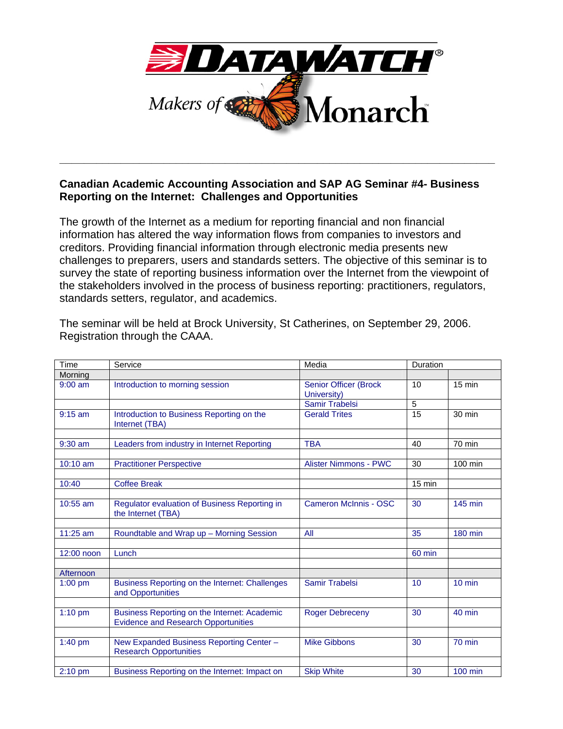DATAWATCH® Makers of Monarch™

---

**Canadian Academic Accounting Association and SAP AG Seminar #4- Business Reporting on the Internet: Challenges and Opportunities**

The growth of the Internet as a medium for reporting financial and non financial information has altered the way information flows from companies to investors and creditors. Providing financial information through electronic media presents new challenges to preparers, users and standards setters. The objective of this seminar is to survey the state of reporting business information over the Internet from the viewpoint of the stakeholders involved in the process of business reporting: practitioners, regulators, standards setters, regulator, and academics.

The seminar will be held at Brock University, St Catherines, on September 29, 2006. Registration through the CAAA.

| Time | Service | Media | Duration | |
|---|---|---|---|---|
| Morning | | | | |
| 9:00 am | Introduction to morning session | Senior Officer (Brock University) | 10 | 15 min |
| | | Samir Trabelsi | 5 | |
| 9:15 am | Introduction to Business Reporting on the Internet (TBA) | Gerald Trites | 15 | 30 min |
| | | | | |
| 9:30 am | Leaders from industry in Internet Reporting | TBA | 40 | 70 min |
| | | | | |
| 10:10 am | Practitioner Perspective | Alister Nimmons - PWC | 30 | 100 min |
| | | | | |
| 10:40 | Coffee Break | | 15 min | |
| | | | | |
| 10:55 am | Regulator evaluation of Business Reporting in the Internet (TBA) | Cameron McInnis - OSC | 30 | 145 min |
| | | | | |
| 11:25 am | Roundtable and Wrap up – Morning Session | All | 35 | 180 min |
| | | | | |
| 12:00 noon | Lunch | | 60 min | |
| | | | | |
| Afternoon | | | | |
| 1:00 pm | Business Reporting on the Internet: Challenges and Opportunities | Samir Trabelsi | 10 | 10 min |
| | | | | |
| 1:10 pm | Business Reporting on the Internet: Academic Evidence and Research Opportunities | Roger Debreceny | 30 | 40 min |
| | | | | |
| 1:40 pm | New Expanded Business Reporting Center – Research Opportunities | Mike Gibbons | 30 | 70 min |
| | | | | |
| 2:10 pm | Business Reporting on the Internet: Impact on | Skip White | 30 | 100 min |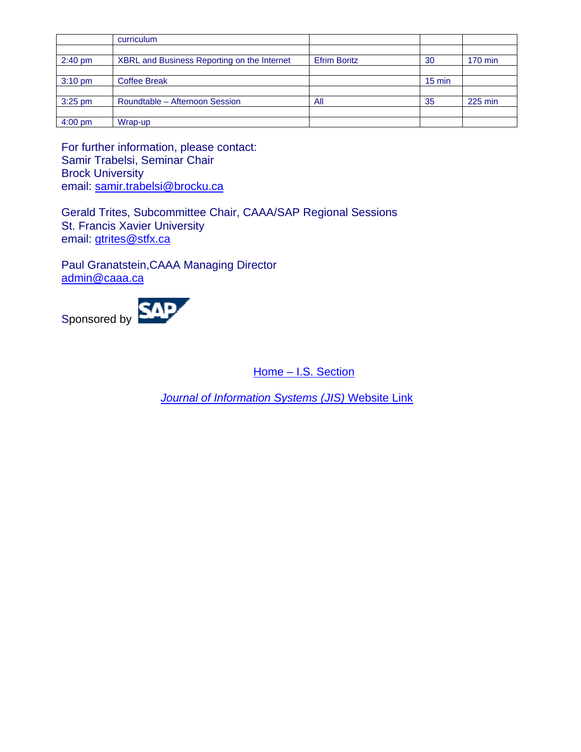| | | | | |
|---|---|---|---|---|
| | curriculum | | | |
| | | | | |
| 2:40 pm | XBRL and Business Reporting on the Internet | Efrim Boritz | 30 | 170 min |
| | | | | |
| 3:10 pm | Coffee Break | | 15 min | |
| | | | | |
| 3:25 pm | Roundtable – Afternoon Session | All | 35 | 225 min |
| | | | | |
| 4:00 pm | Wrap-up | | | |

For further information, please contact:
Samir Trabelsi, Seminar Chair
Brock University
email: samir.trabelsi@brocku.ca

Gerald Trites, Subcommittee Chair, CAAA/SAP Regional Sessions
St. Francis Xavier University
email: gtrites@stfx.ca

Paul Granatstein,CAAA Managing Director
admin@caaa.ca

Sponsored by SAP

Home – I.S. Section

*Journal of Information Systems (JIS)* Website Link